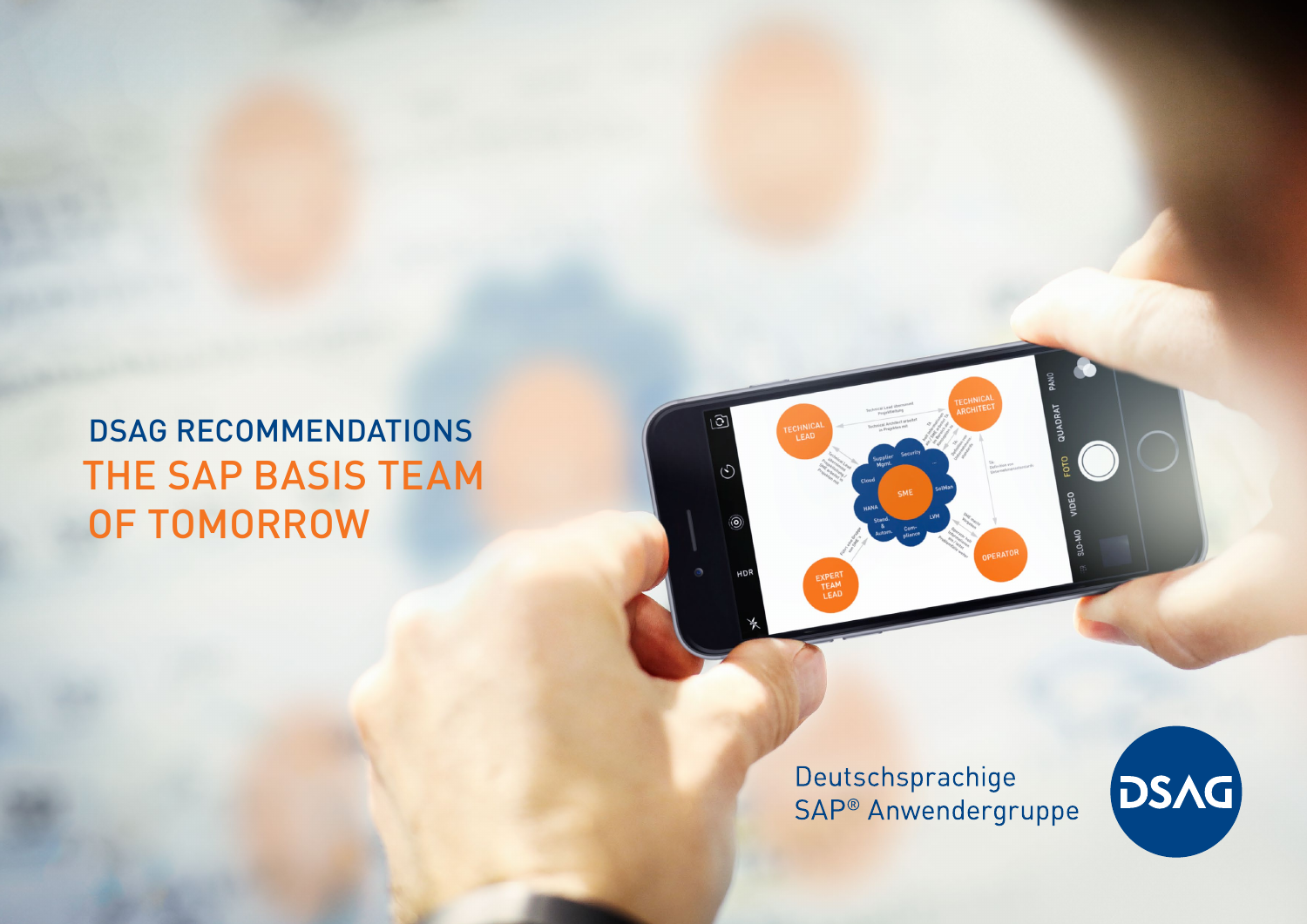DSAG RECOMMENDATIONS

# THE SAP BASIS TEAM OF TOMORROW

Deutschsprachige
SAP® Anwendergruppe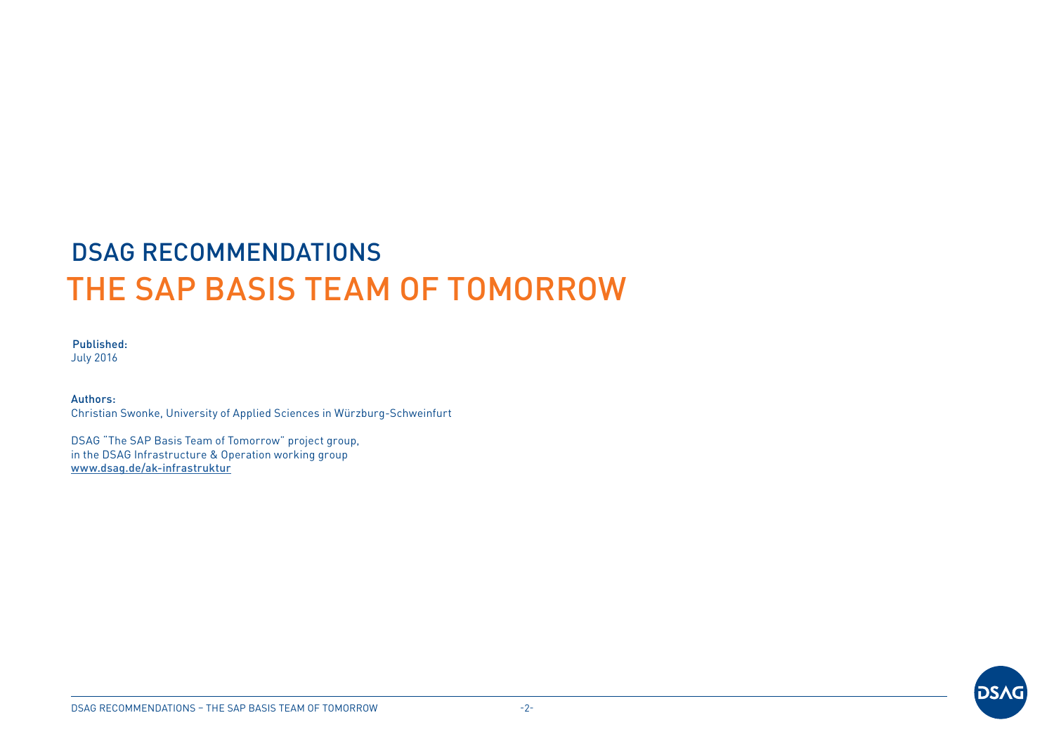# DSAG RECOMMENDATIONS

# THE SAP BASIS TEAM OF TOMORROW

**Published:**
July 2016

**Authors:**
Christian Swonke, University of Applied Sciences in Würzburg-Schweinfurt

DSAG "The SAP Basis Team of Tomorrow" project group,
in the DSAG Infrastructure & Operation working group
www.dsag.de/ak-infrastruktur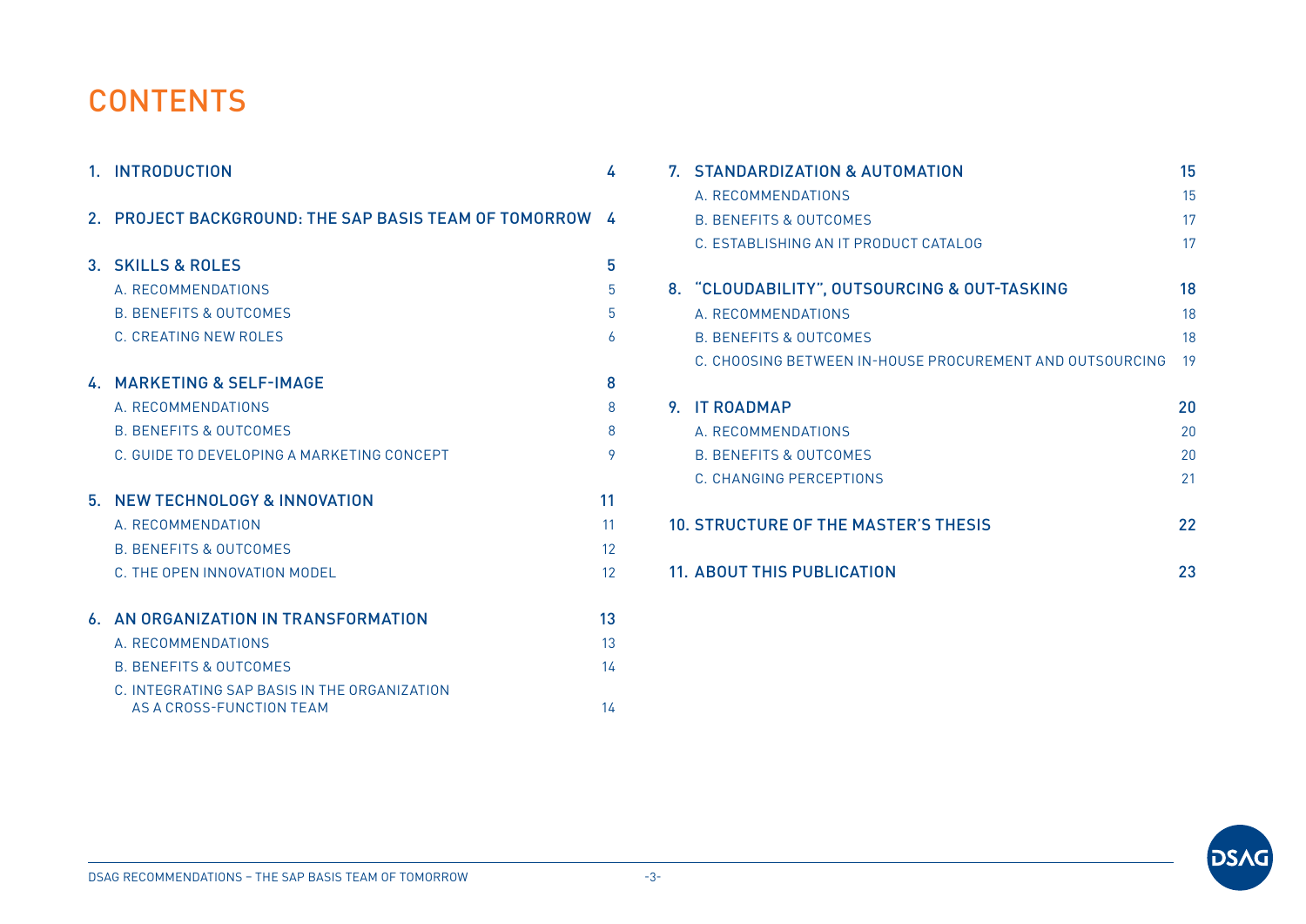# CONTENTS

| | | |
|---|---|---|
| **1.** | **INTRODUCTION** | **4** |
| **2.** | **PROJECT BACKGROUND: THE SAP BASIS TEAM OF TOMORROW** | **4** |
| **3.** | **SKILLS & ROLES** | **5** |
| | A. RECOMMENDATIONS | 5 |
| | B. BENEFITS & OUTCOMES | 5 |
| | C. CREATING NEW ROLES | 6 |
| **4.** | **MARKETING & SELF-IMAGE** | **8** |
| | A. RECOMMENDATIONS | 8 |
| | B. BENEFITS & OUTCOMES | 8 |
| | C. GUIDE TO DEVELOPING A MARKETING CONCEPT | 9 |
| **5.** | **NEW TECHNOLOGY & INNOVATION** | **11** |
| | A. RECOMMENDATION | 11 |
| | B. BENEFITS & OUTCOMES | 12 |
| | C. THE OPEN INNOVATION MODEL | 12 |
| **6.** | **AN ORGANIZATION IN TRANSFORMATION** | **13** |
| | A. RECOMMENDATIONS | 13 |
| | B. BENEFITS & OUTCOMES | 14 |
| | C. INTEGRATING SAP BASIS IN THE ORGANIZATION AS A CROSS-FUNCTION TEAM | 14 |
| **7.** | **STANDARDIZATION & AUTOMATION** | **15** |
| | A. RECOMMENDATIONS | 15 |
| | B. BENEFITS & OUTCOMES | 17 |
| | C. ESTABLISHING AN IT PRODUCT CATALOG | 17 |
| **8.** | **"CLOUDABILITY", OUTSOURCING & OUT-TASKING** | **18** |
| | A. RECOMMENDATIONS | 18 |
| | B. BENEFITS & OUTCOMES | 18 |
| | C. CHOOSING BETWEEN IN-HOUSE PROCUREMENT AND OUTSOURCING | 19 |
| **9.** | **IT ROADMAP** | **20** |
| | A. RECOMMENDATIONS | 20 |
| | B. BENEFITS & OUTCOMES | 20 |
| | C. CHANGING PERCEPTIONS | 21 |
| **10.** | **STRUCTURE OF THE MASTER'S THESIS** | **22** |
| **11.** | **ABOUT THIS PUBLICATION** | **23** |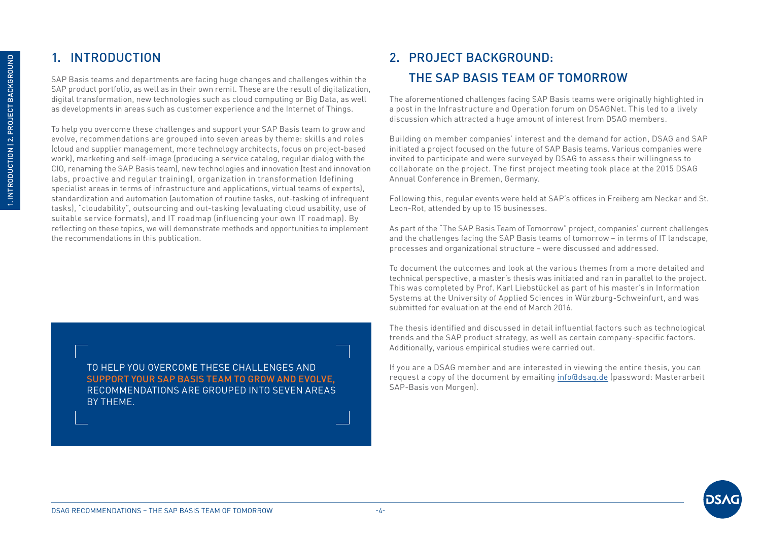## 1. INTRODUCTION

SAP Basis teams and departments are facing huge changes and challenges within the SAP product portfolio, as well as in their own remit. These are the result of digitalization, digital transformation, new technologies such as cloud computing or Big Data, as well as developments in areas such as customer experience and the Internet of Things.

To help you overcome these challenges and support your SAP Basis team to grow and evolve, recommendations are grouped into seven areas by theme: skills and roles (cloud and supplier management, more technology architects, focus on project-based work), marketing and self-image (producing a service catalog, regular dialog with the CIO, renaming the SAP Basis team), new technologies and innovation (test and innovation labs, proactive and regular training), organization in transformation (defining specialist areas in terms of infrastructure and applications, virtual teams of experts), standardization and automation (automation of routine tasks, out-tasking of infrequent tasks), "cloudability", outsourcing and out-tasking (evaluating cloud usability, use of suitable service formats), and IT roadmap (influencing your own IT roadmap). By reflecting on these topics, we will demonstrate methods and opportunities to implement the recommendations in this publication.

> TO HELP YOU OVERCOME THESE CHALLENGES AND **SUPPORT YOUR SAP BASIS TEAM TO GROW AND EVOLVE,** RECOMMENDATIONS ARE GROUPED INTO SEVEN AREAS BY THEME.

## 2. PROJECT BACKGROUND: THE SAP BASIS TEAM OF TOMORROW

The aforementioned challenges facing SAP Basis teams were originally highlighted in a post in the Infrastructure and Operation forum on DSAGNet. This led to a lively discussion which attracted a huge amount of interest from DSAG members.

Building on member companies' interest and the demand for action, DSAG and SAP initiated a project focused on the future of SAP Basis teams. Various companies were invited to participate and were surveyed by DSAG to assess their willingness to collaborate on the project. The first project meeting took place at the 2015 DSAG Annual Conference in Bremen, Germany.

Following this, regular events were held at SAP's offices in Freiberg am Neckar and St. Leon-Rot, attended by up to 15 businesses.

As part of the "The SAP Basis Team of Tomorrow" project, companies' current challenges and the challenges facing the SAP Basis teams of tomorrow – in terms of IT landscape, processes and organizational structure – were discussed and addressed.

To document the outcomes and look at the various themes from a more detailed and technical perspective, a master's thesis was initiated and ran in parallel to the project. This was completed by Prof. Karl Liebstückel as part of his master's in Information Systems at the University of Applied Sciences in Würzburg-Schweinfurt, and was submitted for evaluation at the end of March 2016.

The thesis identified and discussed in detail influential factors such as technological trends and the SAP product strategy, as well as certain company-specific factors. Additionally, various empirical studies were carried out.

If you are a DSAG member and are interested in viewing the entire thesis, you can request a copy of the document by emailing info@dsag.de (password: Masterarbeit SAP-Basis von Morgen).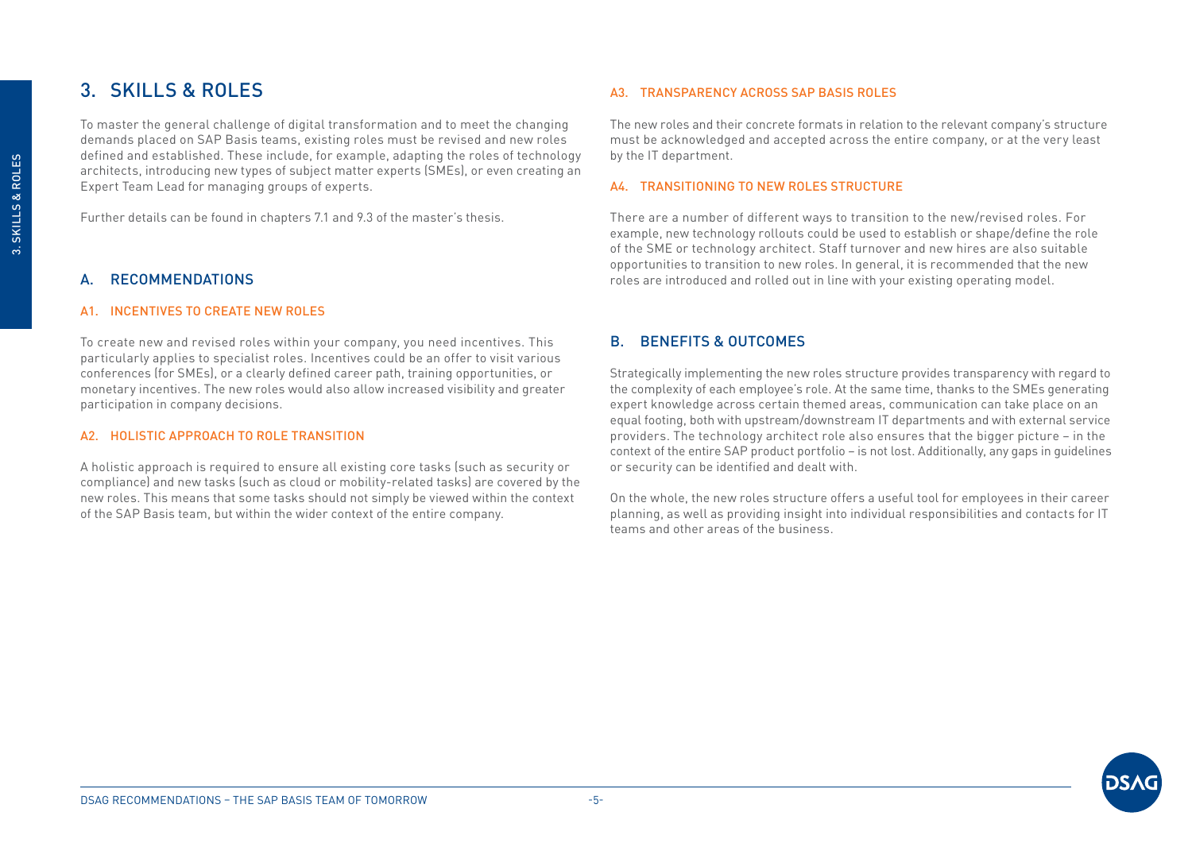# 3. SKILLS & ROLES

To master the general challenge of digital transformation and to meet the changing demands placed on SAP Basis teams, existing roles must be revised and new roles defined and established. These include, for example, adapting the roles of technology architects, introducing new types of subject matter experts (SMEs), or even creating an Expert Team Lead for managing groups of experts.

Further details can be found in chapters 7.1 and 9.3 of the master's thesis.

## A. RECOMMENDATIONS

### A1. INCENTIVES TO CREATE NEW ROLES

To create new and revised roles within your company, you need incentives. This particularly applies to specialist roles. Incentives could be an offer to visit various conferences (for SMEs), or a clearly defined career path, training opportunities, or monetary incentives. The new roles would also allow increased visibility and greater participation in company decisions.

### A2. HOLISTIC APPROACH TO ROLE TRANSITION

A holistic approach is required to ensure all existing core tasks (such as security or compliance) and new tasks (such as cloud or mobility-related tasks) are covered by the new roles. This means that some tasks should not simply be viewed within the context of the SAP Basis team, but within the wider context of the entire company.

### A3. TRANSPARENCY ACROSS SAP BASIS ROLES

The new roles and their concrete formats in relation to the relevant company's structure must be acknowledged and accepted across the entire company, or at the very least by the IT department.

### A4. TRANSITIONING TO NEW ROLES STRUCTURE

There are a number of different ways to transition to the new/revised roles. For example, new technology rollouts could be used to establish or shape/define the role of the SME or technology architect. Staff turnover and new hires are also suitable opportunities to transition to new roles. In general, it is recommended that the new roles are introduced and rolled out in line with your existing operating model.

## B. BENEFITS & OUTCOMES

Strategically implementing the new roles structure provides transparency with regard to the complexity of each employee's role. At the same time, thanks to the SMEs generating expert knowledge across certain themed areas, communication can take place on an equal footing, both with upstream/downstream IT departments and with external service providers. The technology architect role also ensures that the bigger picture – in the context of the entire SAP product portfolio – is not lost. Additionally, any gaps in guidelines or security can be identified and dealt with.

On the whole, the new roles structure offers a useful tool for employees in their career planning, as well as providing insight into individual responsibilities and contacts for IT teams and other areas of the business.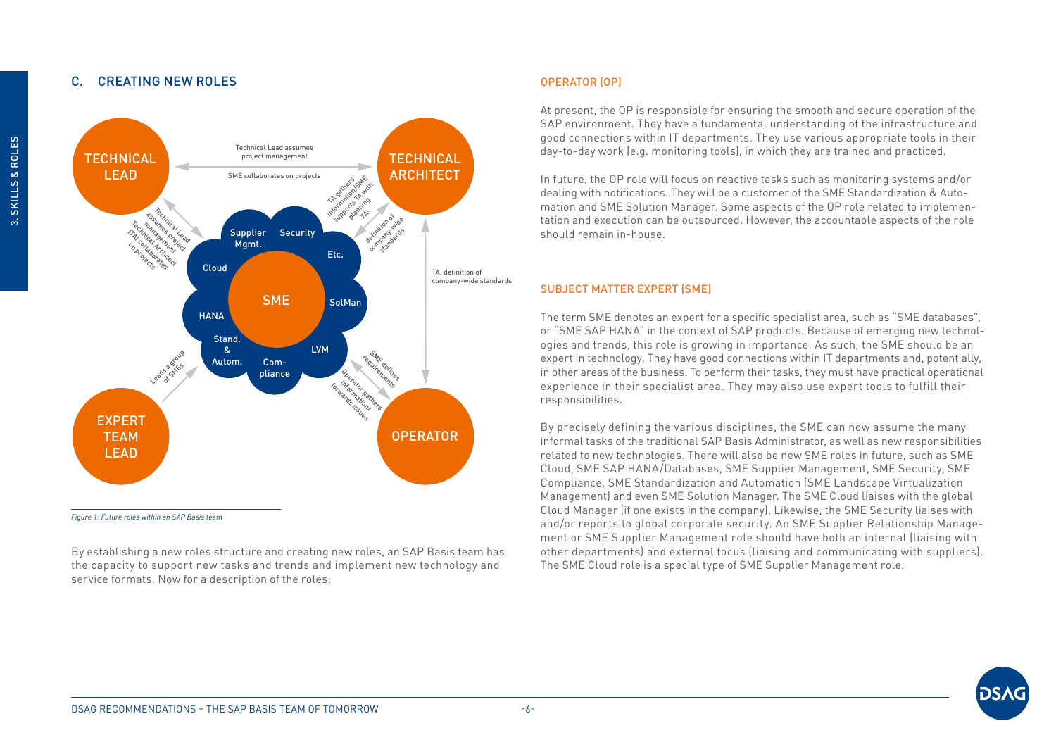## C. CREATING NEW ROLES

*Figure 1: Future roles within an SAP Basis team*

By establishing a new roles structure and creating new roles, an SAP Basis team has the capacity to support new tasks and trends and implement new technology and service formats. Now for a description of the roles:

### OPERATOR (OP)

At present, the OP is responsible for ensuring the smooth and secure operation of the SAP environment. They have a fundamental understanding of the infrastructure and good connections within IT departments. They use various appropriate tools in their day-to-day work (e.g. monitoring tools), in which they are trained and practiced.

In future, the OP role will focus on reactive tasks such as monitoring systems and/or dealing with notifications. They will be a customer of the SME Standardization & Automation and SME Solution Manager. Some aspects of the OP role related to implementation and execution can be outsourced. However, the accountable aspects of the role should remain in-house.

### SUBJECT MATTER EXPERT (SME)

The term SME denotes an expert for a specific specialist area, such as "SME databases", or "SME SAP HANA" in the context of SAP products. Because of emerging new technologies and trends, this role is growing in importance. As such, the SME should be an expert in technology. They have good connections within IT departments and, potentially, in other areas of the business. To perform their tasks, they must have practical operational experience in their specialist area. They may also use expert tools to fulfill their responsibilities.

By precisely defining the various disciplines, the SME can now assume the many informal tasks of the traditional SAP Basis Administrator, as well as new responsibilities related to new technologies. There will also be new SME roles in future, such as SME Cloud, SME SAP HANA/Databases, SME Supplier Management, SME Security, SME Compliance, SME Standardization and Automation (SME Landscape Virtualization Management) and even SME Solution Manager. The SME Cloud liaises with the global Cloud Manager (if one exists in the company). Likewise, the SME Security liaises with and/or reports to global corporate security. An SME Supplier Relationship Management or SME Supplier Management role should have both an internal (liaising with other departments) and external focus (liaising and communicating with suppliers). The SME Cloud role is a special type of SME Supplier Management role.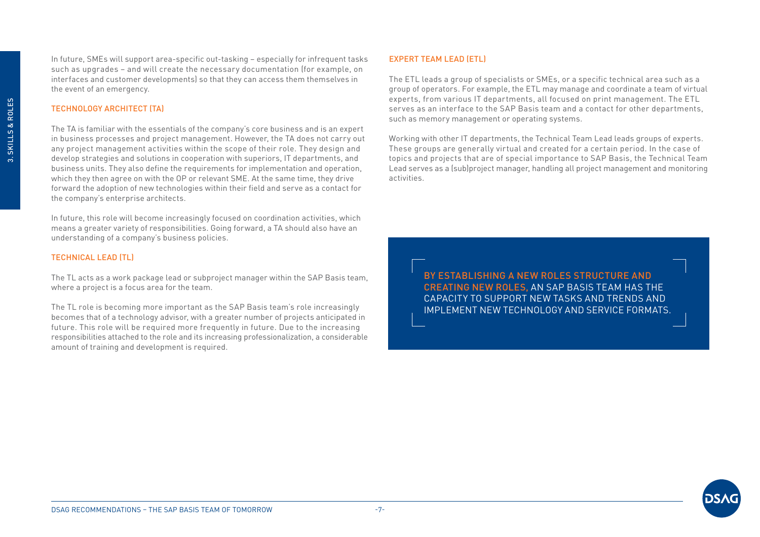In future, SMEs will support area-specific out-tasking – especially for infrequent tasks such as upgrades – and will create the necessary documentation (for example, on interfaces and customer developments) so that they can access them themselves in the event of an emergency.

### TECHNOLOGY ARCHITECT (TA)

The TA is familiar with the essentials of the company's core business and is an expert in business processes and project management. However, the TA does not carry out any project management activities within the scope of their role. They design and develop strategies and solutions in cooperation with superiors, IT departments, and business units. They also define the requirements for implementation and operation, which they then agree on with the OP or relevant SME. At the same time, they drive forward the adoption of new technologies within their field and serve as a contact for the company's enterprise architects.

In future, this role will become increasingly focused on coordination activities, which means a greater variety of responsibilities. Going forward, a TA should also have an understanding of a company's business policies.

### TECHNICAL LEAD (TL)

The TL acts as a work package lead or subproject manager within the SAP Basis team, where a project is a focus area for the team.

The TL role is becoming more important as the SAP Basis team's role increasingly becomes that of a technology advisor, with a greater number of projects anticipated in future. This role will be required more frequently in future. Due to the increasing responsibilities attached to the role and its increasing professionalization, a considerable amount of training and development is required.

### EXPERT TEAM LEAD (ETL)

The ETL leads a group of specialists or SMEs, or a specific technical area such as a group of operators. For example, the ETL may manage and coordinate a team of virtual experts, from various IT departments, all focused on print management. The ETL serves as an interface to the SAP Basis team and a contact for other departments, such as memory management or operating systems.

Working with other IT departments, the Technical Team Lead leads groups of experts. These groups are generally virtual and created for a certain period. In the case of topics and projects that are of special importance to SAP Basis, the Technical Team Lead serves as a (sub)project manager, handling all project management and monitoring activities.

> **BY ESTABLISHING A NEW ROLES STRUCTURE AND CREATING NEW ROLES,** AN SAP BASIS TEAM HAS THE CAPACITY TO SUPPORT NEW TASKS AND TRENDS AND IMPLEMENT NEW TECHNOLOGY AND SERVICE FORMATS.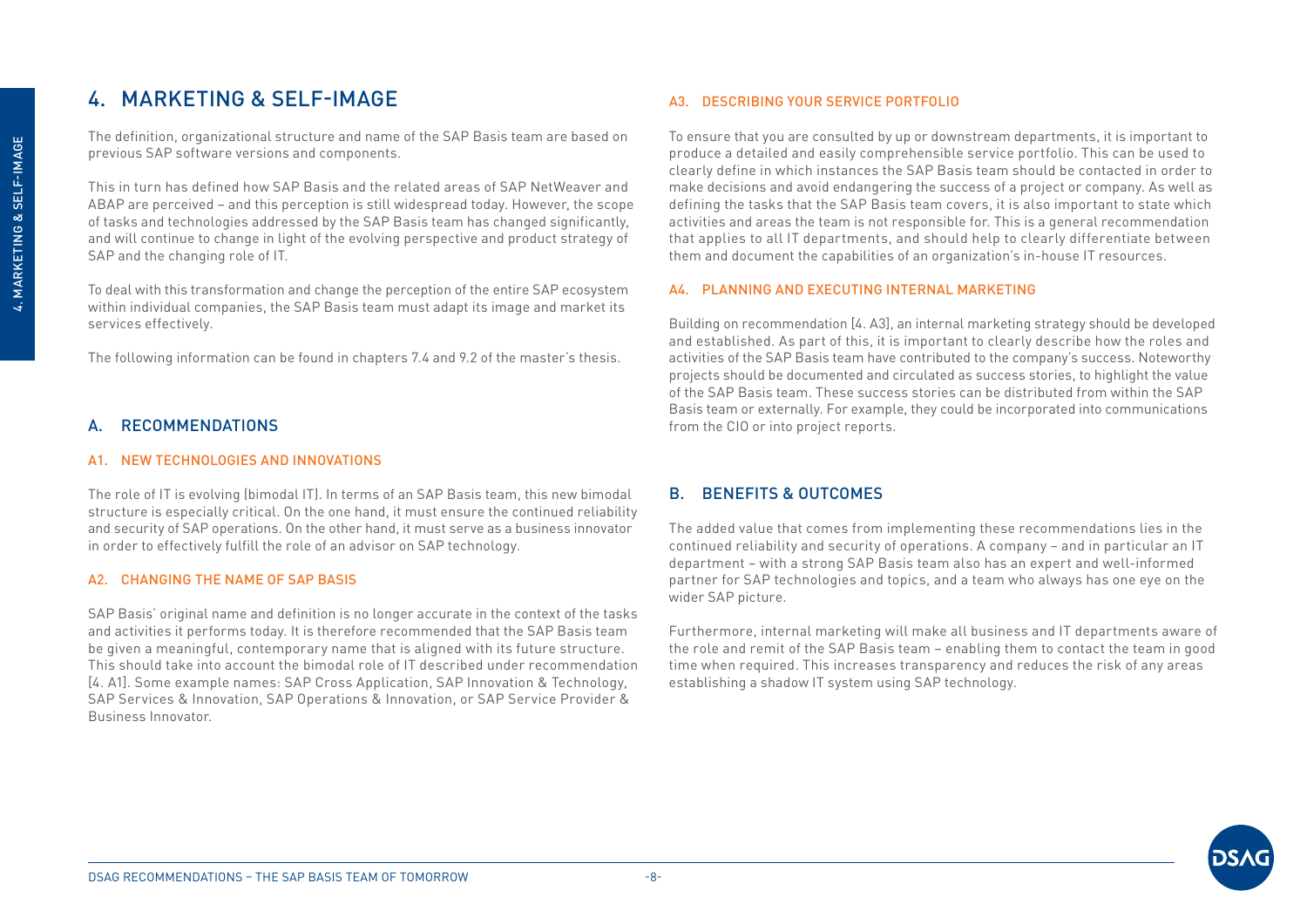# 4. MARKETING & SELF-IMAGE

The definition, organizational structure and name of the SAP Basis team are based on previous SAP software versions and components.

This in turn has defined how SAP Basis and the related areas of SAP NetWeaver and ABAP are perceived – and this perception is still widespread today. However, the scope of tasks and technologies addressed by the SAP Basis team has changed significantly, and will continue to change in light of the evolving perspective and product strategy of SAP and the changing role of IT.

To deal with this transformation and change the perception of the entire SAP ecosystem within individual companies, the SAP Basis team must adapt its image and market its services effectively.

The following information can be found in chapters 7.4 and 9.2 of the master's thesis.

## A. RECOMMENDATIONS

### A1. NEW TECHNOLOGIES AND INNOVATIONS

The role of IT is evolving (bimodal IT). In terms of an SAP Basis team, this new bimodal structure is especially critical. On the one hand, it must ensure the continued reliability and security of SAP operations. On the other hand, it must serve as a business innovator in order to effectively fulfill the role of an advisor on SAP technology.

### A2. CHANGING THE NAME OF SAP BASIS

SAP Basis' original name and definition is no longer accurate in the context of the tasks and activities it performs today. It is therefore recommended that the SAP Basis team be given a meaningful, contemporary name that is aligned with its future structure. This should take into account the bimodal role of IT described under recommendation [4. A1]. Some example names: SAP Cross Application, SAP Innovation & Technology, SAP Services & Innovation, SAP Operations & Innovation, or SAP Service Provider & Business Innovator.

### A3. DESCRIBING YOUR SERVICE PORTFOLIO

To ensure that you are consulted by up or downstream departments, it is important to produce a detailed and easily comprehensible service portfolio. This can be used to clearly define in which instances the SAP Basis team should be contacted in order to make decisions and avoid endangering the success of a project or company. As well as defining the tasks that the SAP Basis team covers, it is also important to state which activities and areas the team is not responsible for. This is a general recommendation that applies to all IT departments, and should help to clearly differentiate between them and document the capabilities of an organization's in-house IT resources.

### A4. PLANNING AND EXECUTING INTERNAL MARKETING

Building on recommendation [4. A3], an internal marketing strategy should be developed and established. As part of this, it is important to clearly describe how the roles and activities of the SAP Basis team have contributed to the company's success. Noteworthy projects should be documented and circulated as success stories, to highlight the value of the SAP Basis team. These success stories can be distributed from within the SAP Basis team or externally. For example, they could be incorporated into communications from the CIO or into project reports.

## B. BENEFITS & OUTCOMES

The added value that comes from implementing these recommendations lies in the continued reliability and security of operations. A company – and in particular an IT department – with a strong SAP Basis team also has an expert and well-informed partner for SAP technologies and topics, and a team who always has one eye on the wider SAP picture.

Furthermore, internal marketing will make all business and IT departments aware of the role and remit of the SAP Basis team – enabling them to contact the team in good time when required. This increases transparency and reduces the risk of any areas establishing a shadow IT system using SAP technology.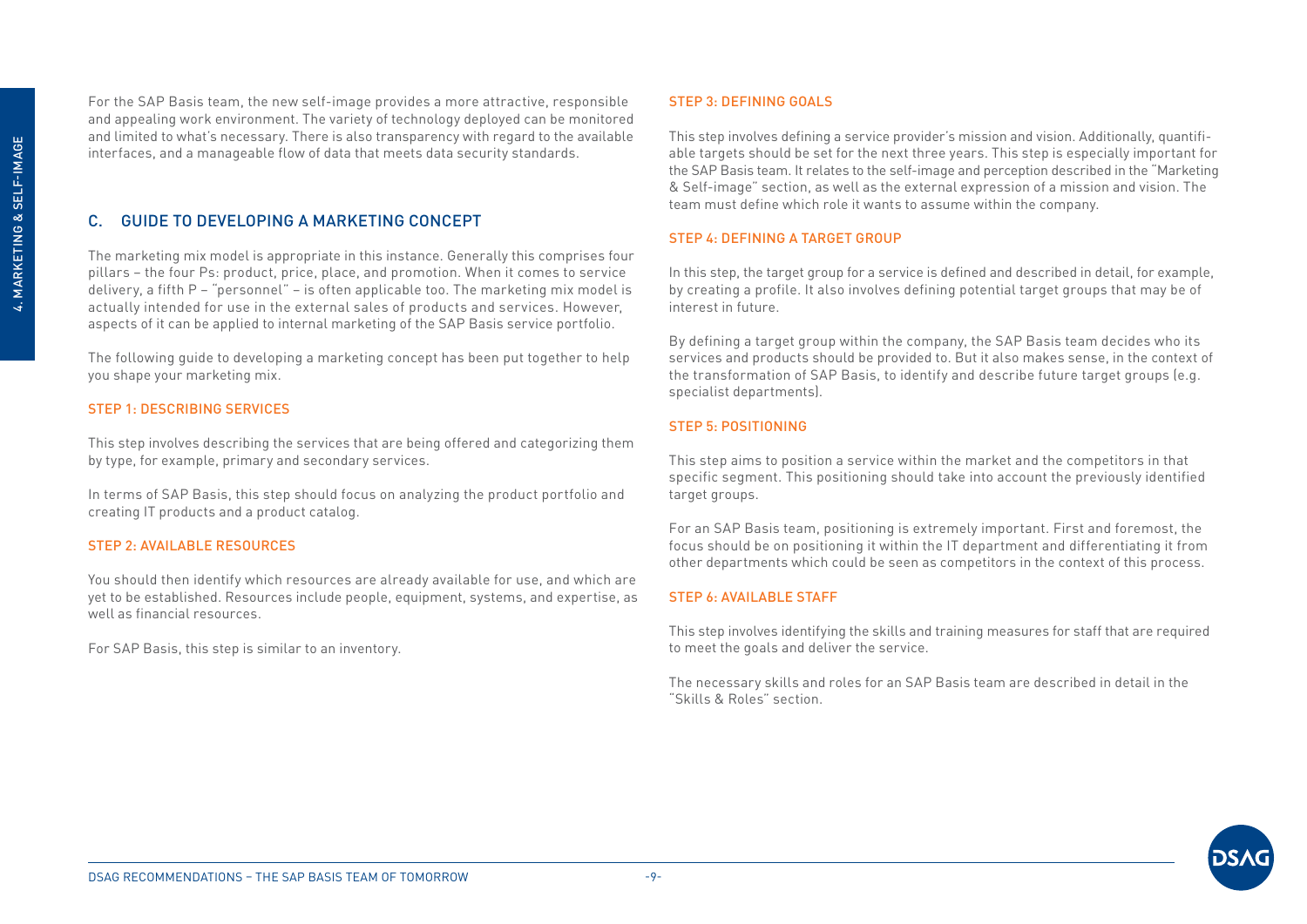For the SAP Basis team, the new self-image provides a more attractive, responsible and appealing work environment. The variety of technology deployed can be monitored and limited to what's necessary. There is also transparency with regard to the available interfaces, and a manageable flow of data that meets data security standards.

## C. GUIDE TO DEVELOPING A MARKETING CONCEPT

The marketing mix model is appropriate in this instance. Generally this comprises four pillars – the four Ps: product, price, place, and promotion. When it comes to service delivery, a fifth P – "personnel" – is often applicable too. The marketing mix model is actually intended for use in the external sales of products and services. However, aspects of it can be applied to internal marketing of the SAP Basis service portfolio.

The following guide to developing a marketing concept has been put together to help you shape your marketing mix.

### STEP 1: DESCRIBING SERVICES

This step involves describing the services that are being offered and categorizing them by type, for example, primary and secondary services.

In terms of SAP Basis, this step should focus on analyzing the product portfolio and creating IT products and a product catalog.

### STEP 2: AVAILABLE RESOURCES

You should then identify which resources are already available for use, and which are yet to be established. Resources include people, equipment, systems, and expertise, as well as financial resources.

For SAP Basis, this step is similar to an inventory.

### STEP 3: DEFINING GOALS

This step involves defining a service provider's mission and vision. Additionally, quantifiable targets should be set for the next three years. This step is especially important for the SAP Basis team. It relates to the self-image and perception described in the "Marketing & Self-image" section, as well as the external expression of a mission and vision. The team must define which role it wants to assume within the company.

### STEP 4: DEFINING A TARGET GROUP

In this step, the target group for a service is defined and described in detail, for example, by creating a profile. It also involves defining potential target groups that may be of interest in future.

By defining a target group within the company, the SAP Basis team decides who its services and products should be provided to. But it also makes sense, in the context of the transformation of SAP Basis, to identify and describe future target groups (e.g. specialist departments).

### STEP 5: POSITIONING

This step aims to position a service within the market and the competitors in that specific segment. This positioning should take into account the previously identified target groups.

For an SAP Basis team, positioning is extremely important. First and foremost, the focus should be on positioning it within the IT department and differentiating it from other departments which could be seen as competitors in the context of this process.

### STEP 6: AVAILABLE STAFF

This step involves identifying the skills and training measures for staff that are required to meet the goals and deliver the service.

The necessary skills and roles for an SAP Basis team are described in detail in the "Skills & Roles" section.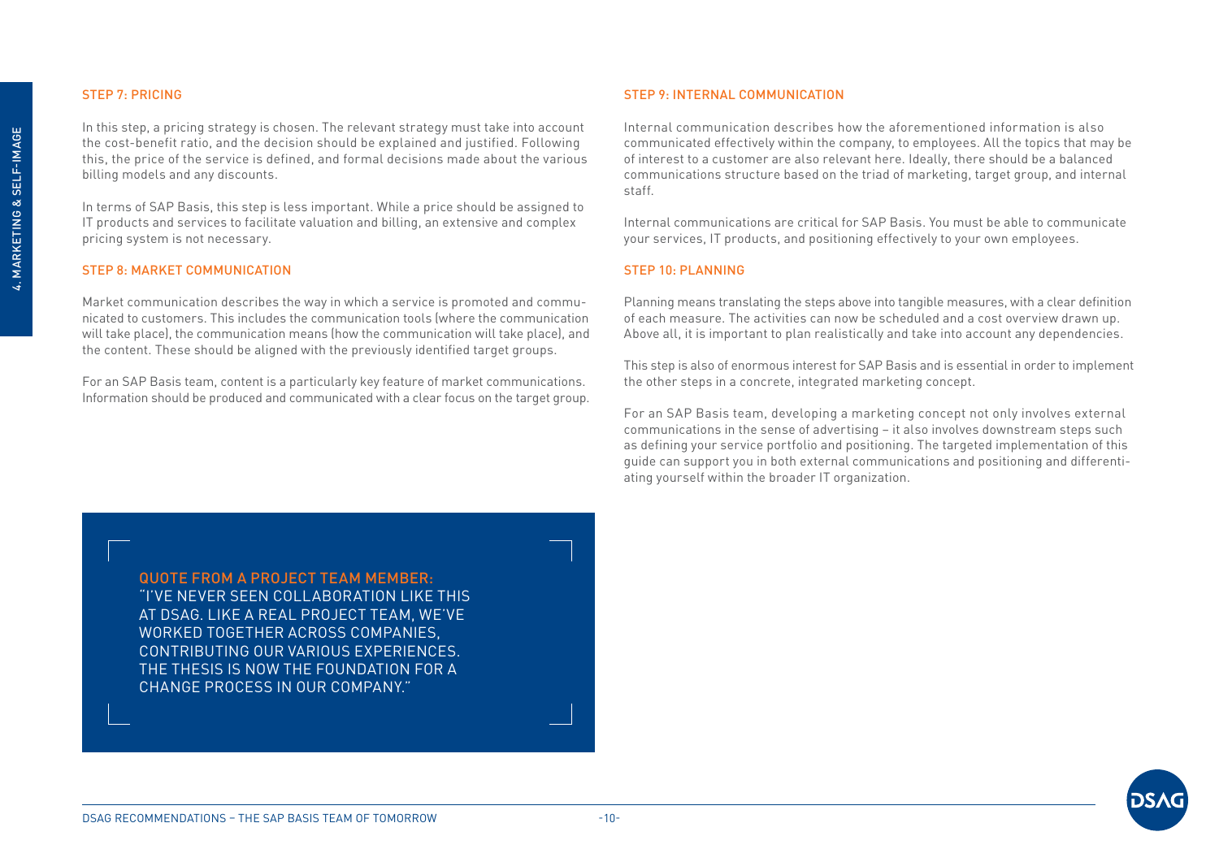### STEP 7: PRICING

In this step, a pricing strategy is chosen. The relevant strategy must take into account the cost-benefit ratio, and the decision should be explained and justified. Following this, the price of the service is defined, and formal decisions made about the various billing models and any discounts.

In terms of SAP Basis, this step is less important. While a price should be assigned to IT products and services to facilitate valuation and billing, an extensive and complex pricing system is not necessary.

### STEP 8: MARKET COMMUNICATION

Market communication describes the way in which a service is promoted and communicated to customers. This includes the communication tools (where the communication will take place), the communication means (how the communication will take place), and the content. These should be aligned with the previously identified target groups.

For an SAP Basis team, content is a particularly key feature of market communications. Information should be produced and communicated with a clear focus on the target group.

### STEP 9: INTERNAL COMMUNICATION

Internal communication describes how the aforementioned information is also communicated effectively within the company, to employees. All the topics that may be of interest to a customer are also relevant here. Ideally, there should be a balanced communications structure based on the triad of marketing, target group, and internal staff.

Internal communications are critical for SAP Basis. You must be able to communicate your services, IT products, and positioning effectively to your own employees.

### STEP 10: PLANNING

Planning means translating the steps above into tangible measures, with a clear definition of each measure. The activities can now be scheduled and a cost overview drawn up. Above all, it is important to plan realistically and take into account any dependencies.

This step is also of enormous interest for SAP Basis and is essential in order to implement the other steps in a concrete, integrated marketing concept.

For an SAP Basis team, developing a marketing concept not only involves external communications in the sense of advertising – it also involves downstream steps such as defining your service portfolio and positioning. The targeted implementation of this guide can support you in both external communications and positioning and differentiating yourself within the broader IT organization.

> QUOTE FROM A PROJECT TEAM MEMBER:
> "I'VE NEVER SEEN COLLABORATION LIKE THIS AT DSAG. LIKE A REAL PROJECT TEAM, WE'VE WORKED TOGETHER ACROSS COMPANIES, CONTRIBUTING OUR VARIOUS EXPERIENCES. THE THESIS IS NOW THE FOUNDATION FOR A CHANGE PROCESS IN OUR COMPANY."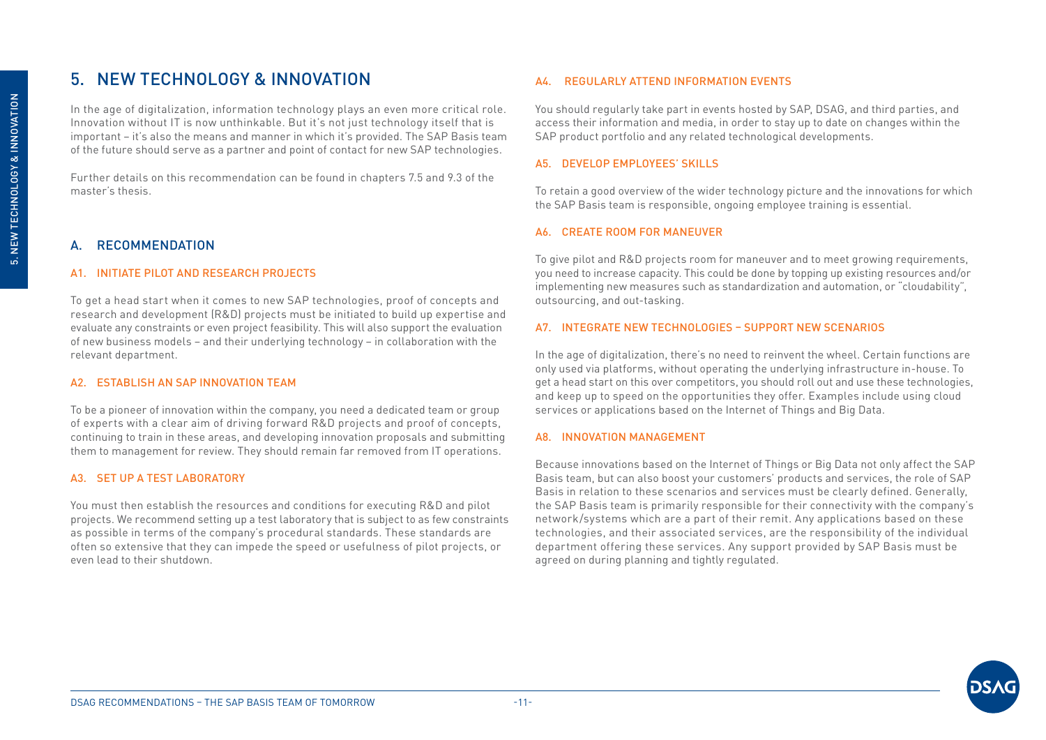# 5. NEW TECHNOLOGY & INNOVATION

In the age of digitalization, information technology plays an even more critical role. Innovation without IT is now unthinkable. But it's not just technology itself that is important – it's also the means and manner in which it's provided. The SAP Basis team of the future should serve as a partner and point of contact for new SAP technologies.

Further details on this recommendation can be found in chapters 7.5 and 9.3 of the master's thesis.

## A. RECOMMENDATION

### A1. INITIATE PILOT AND RESEARCH PROJECTS

To get a head start when it comes to new SAP technologies, proof of concepts and research and development (R&D) projects must be initiated to build up expertise and evaluate any constraints or even project feasibility. This will also support the evaluation of new business models – and their underlying technology – in collaboration with the relevant department.

### A2. ESTABLISH AN SAP INNOVATION TEAM

To be a pioneer of innovation within the company, you need a dedicated team or group of experts with a clear aim of driving forward R&D projects and proof of concepts, continuing to train in these areas, and developing innovation proposals and submitting them to management for review. They should remain far removed from IT operations.

### A3. SET UP A TEST LABORATORY

You must then establish the resources and conditions for executing R&D and pilot projects. We recommend setting up a test laboratory that is subject to as few constraints as possible in terms of the company's procedural standards. These standards are often so extensive that they can impede the speed or usefulness of pilot projects, or even lead to their shutdown.

### A4. REGULARLY ATTEND INFORMATION EVENTS

You should regularly take part in events hosted by SAP, DSAG, and third parties, and access their information and media, in order to stay up to date on changes within the SAP product portfolio and any related technological developments.

### A5. DEVELOP EMPLOYEES' SKILLS

To retain a good overview of the wider technology picture and the innovations for which the SAP Basis team is responsible, ongoing employee training is essential.

### A6. CREATE ROOM FOR MANEUVER

To give pilot and R&D projects room for maneuver and to meet growing requirements, you need to increase capacity. This could be done by topping up existing resources and/or implementing new measures such as standardization and automation, or "cloudability", outsourcing, and out-tasking.

### A7. INTEGRATE NEW TECHNOLOGIES – SUPPORT NEW SCENARIOS

In the age of digitalization, there's no need to reinvent the wheel. Certain functions are only used via platforms, without operating the underlying infrastructure in-house. To get a head start on this over competitors, you should roll out and use these technologies, and keep up to speed on the opportunities they offer. Examples include using cloud services or applications based on the Internet of Things and Big Data.

### A8. INNOVATION MANAGEMENT

Because innovations based on the Internet of Things or Big Data not only affect the SAP Basis team, but can also boost your customers' products and services, the role of SAP Basis in relation to these scenarios and services must be clearly defined. Generally, the SAP Basis team is primarily responsible for their connectivity with the company's network/systems which are a part of their remit. Any applications based on these technologies, and their associated services, are the responsibility of the individual department offering these services. Any support provided by SAP Basis must be agreed on during planning and tightly regulated.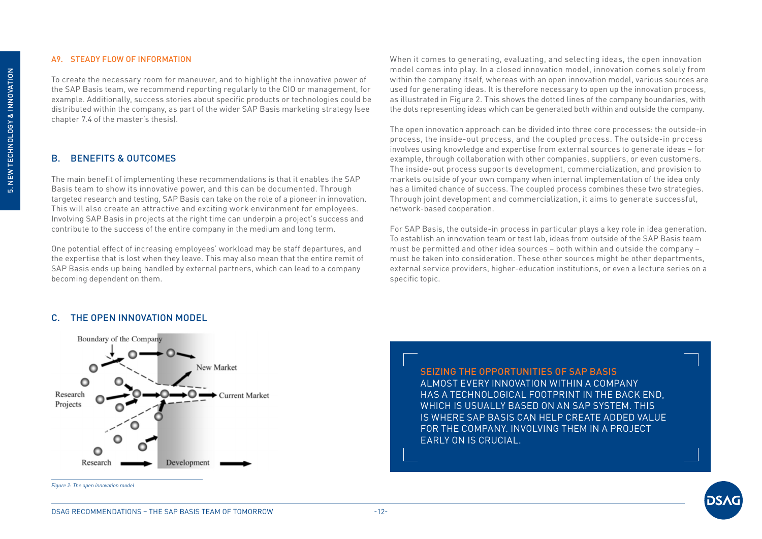### A9. STEADY FLOW OF INFORMATION

To create the necessary room for maneuver, and to highlight the innovative power of the SAP Basis team, we recommend reporting regularly to the CIO or management, for example. Additionally, success stories about specific products or technologies could be distributed within the company, as part of the wider SAP Basis marketing strategy (see chapter 7.4 of the master's thesis).

## B. BENEFITS & OUTCOMES

The main benefit of implementing these recommendations is that it enables the SAP Basis team to show its innovative power, and this can be documented. Through targeted research and testing, SAP Basis can take on the role of a pioneer in innovation. This will also create an attractive and exciting work environment for employees. Involving SAP Basis in projects at the right time can underpin a project's success and contribute to the success of the entire company in the medium and long term.

One potential effect of increasing employees' workload may be staff departures, and the expertise that is lost when they leave. This may also mean that the entire remit of SAP Basis ends up being handled by external partners, which can lead to a company becoming dependent on them.

## C. THE OPEN INNOVATION MODEL

*Figure 2: The open innovation model*

When it comes to generating, evaluating, and selecting ideas, the open innovation model comes into play. In a closed innovation model, innovation comes solely from within the company itself, whereas with an open innovation model, various sources are used for generating ideas. It is therefore necessary to open up the innovation process, as illustrated in Figure 2. This shows the dotted lines of the company boundaries, with the dots representing ideas which can be generated both within and outside the company.

The open innovation approach can be divided into three core processes: the outside-in process, the inside-out process, and the coupled process. The outside-in process involves using knowledge and expertise from external sources to generate ideas – for example, through collaboration with other companies, suppliers, or even customers. The inside-out process supports development, commercialization, and provision to markets outside of your own company when internal implementation of the idea only has a limited chance of success. The coupled process combines these two strategies. Through joint development and commercialization, it aims to generate successful, network-based cooperation.

For SAP Basis, the outside-in process in particular plays a key role in idea generation. To establish an innovation team or test lab, ideas from outside of the SAP Basis team must be permitted and other idea sources – both within and outside the company – must be taken into consideration. These other sources might be other departments, external service providers, higher-education institutions, or even a lecture series on a specific topic.

**SEIZING THE OPPORTUNITIES OF SAP BASIS**
ALMOST EVERY INNOVATION WITHIN A COMPANY HAS A TECHNOLOGICAL FOOTPRINT IN THE BACK END, WHICH IS USUALLY BASED ON AN SAP SYSTEM. THIS IS WHERE SAP BASIS CAN HELP CREATE ADDED VALUE FOR THE COMPANY. INVOLVING THEM IN A PROJECT EARLY ON IS CRUCIAL.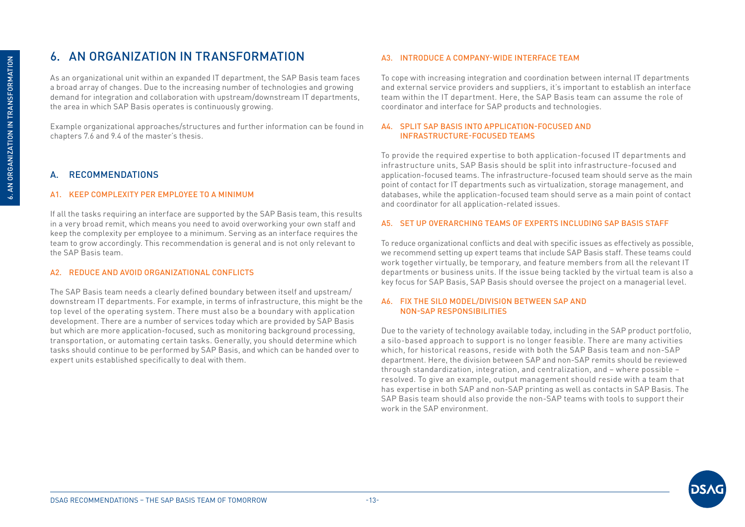# 6. AN ORGANIZATION IN TRANSFORMATION

As an organizational unit within an expanded IT department, the SAP Basis team faces a broad array of changes. Due to the increasing number of technologies and growing demand for integration and collaboration with upstream/downstream IT departments, the area in which SAP Basis operates is continuously growing.

Example organizational approaches/structures and further information can be found in chapters 7.6 and 9.4 of the master's thesis.

## A. RECOMMENDATIONS

### A1. KEEP COMPLEXITY PER EMPLOYEE TO A MINIMUM

If all the tasks requiring an interface are supported by the SAP Basis team, this results in a very broad remit, which means you need to avoid overworking your own staff and keep the complexity per employee to a minimum. Serving as an interface requires the team to grow accordingly. This recommendation is general and is not only relevant to the SAP Basis team.

### A2. REDUCE AND AVOID ORGANIZATIONAL CONFLICTS

The SAP Basis team needs a clearly defined boundary between itself and upstream/downstream IT departments. For example, in terms of infrastructure, this might be the top level of the operating system. There must also be a boundary with application development. There are a number of services today which are provided by SAP Basis but which are more application-focused, such as monitoring background processing, transportation, or automating certain tasks. Generally, you should determine which tasks should continue to be performed by SAP Basis, and which can be handed over to expert units established specifically to deal with them.

### A3. INTRODUCE A COMPANY-WIDE INTERFACE TEAM

To cope with increasing integration and coordination between internal IT departments and external service providers and suppliers, it's important to establish an interface team within the IT department. Here, the SAP Basis team can assume the role of coordinator and interface for SAP products and technologies.

### A4. SPLIT SAP BASIS INTO APPLICATION-FOCUSED AND INFRASTRUCTURE-FOCUSED TEAMS

To provide the required expertise to both application-focused IT departments and infrastructure units, SAP Basis should be split into infrastructure-focused and application-focused teams. The infrastructure-focused team should serve as the main point of contact for IT departments such as virtualization, storage management, and databases, while the application-focused team should serve as a main point of contact and coordinator for all application-related issues.

### A5. SET UP OVERARCHING TEAMS OF EXPERTS INCLUDING SAP BASIS STAFF

To reduce organizational conflicts and deal with specific issues as effectively as possible, we recommend setting up expert teams that include SAP Basis staff. These teams could work together virtually, be temporary, and feature members from all the relevant IT departments or business units. If the issue being tackled by the virtual team is also a key focus for SAP Basis, SAP Basis should oversee the project on a managerial level.

### A6. FIX THE SILO MODEL/DIVISION BETWEEN SAP AND NON-SAP RESPONSIBILITIES

Due to the variety of technology available today, including in the SAP product portfolio, a silo-based approach to support is no longer feasible. There are many activities which, for historical reasons, reside with both the SAP Basis team and non-SAP department. Here, the division between SAP and non-SAP remits should be reviewed through standardization, integration, and centralization, and – where possible – resolved. To give an example, output management should reside with a team that has expertise in both SAP and non-SAP printing as well as contacts in SAP Basis. The SAP Basis team should also provide the non-SAP teams with tools to support their work in the SAP environment.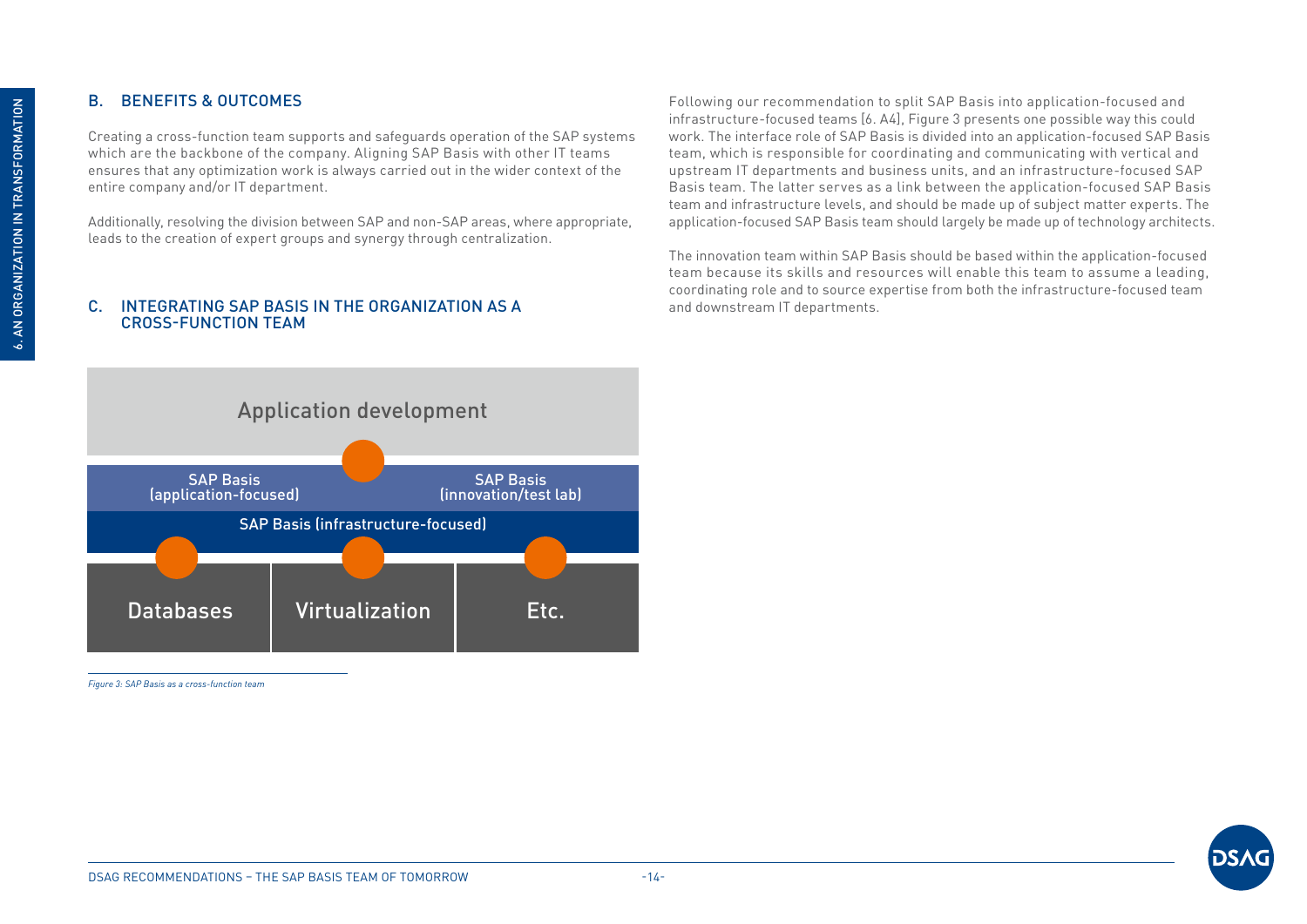## B. BENEFITS & OUTCOMES

Creating a cross-function team supports and safeguards operation of the SAP systems which are the backbone of the company. Aligning SAP Basis with other IT teams ensures that any optimization work is always carried out in the wider context of the entire company and/or IT department.

Additionally, resolving the division between SAP and non-SAP areas, where appropriate, leads to the creation of expert groups and synergy through centralization.

## C. INTEGRATING SAP BASIS IN THE ORGANIZATION AS A CROSS-FUNCTION TEAM

Application development

SAP Basis (application-focused) | SAP Basis (innovation/test lab)

SAP Basis (infrastructure-focused)

Databases | Virtualization | Etc.

*Figure 3: SAP Basis as a cross-function team*

Following our recommendation to split SAP Basis into application-focused and infrastructure-focused teams [6. A4], Figure 3 presents one possible way this could work. The interface role of SAP Basis is divided into an application-focused SAP Basis team, which is responsible for coordinating and communicating with vertical and upstream IT departments and business units, and an infrastructure-focused SAP Basis team. The latter serves as a link between the application-focused SAP Basis team and infrastructure levels, and should be made up of subject matter experts. The application-focused SAP Basis team should largely be made up of technology architects.

The innovation team within SAP Basis should be based within the application-focused team because its skills and resources will enable this team to assume a leading, coordinating role and to source expertise from both the infrastructure-focused team and downstream IT departments.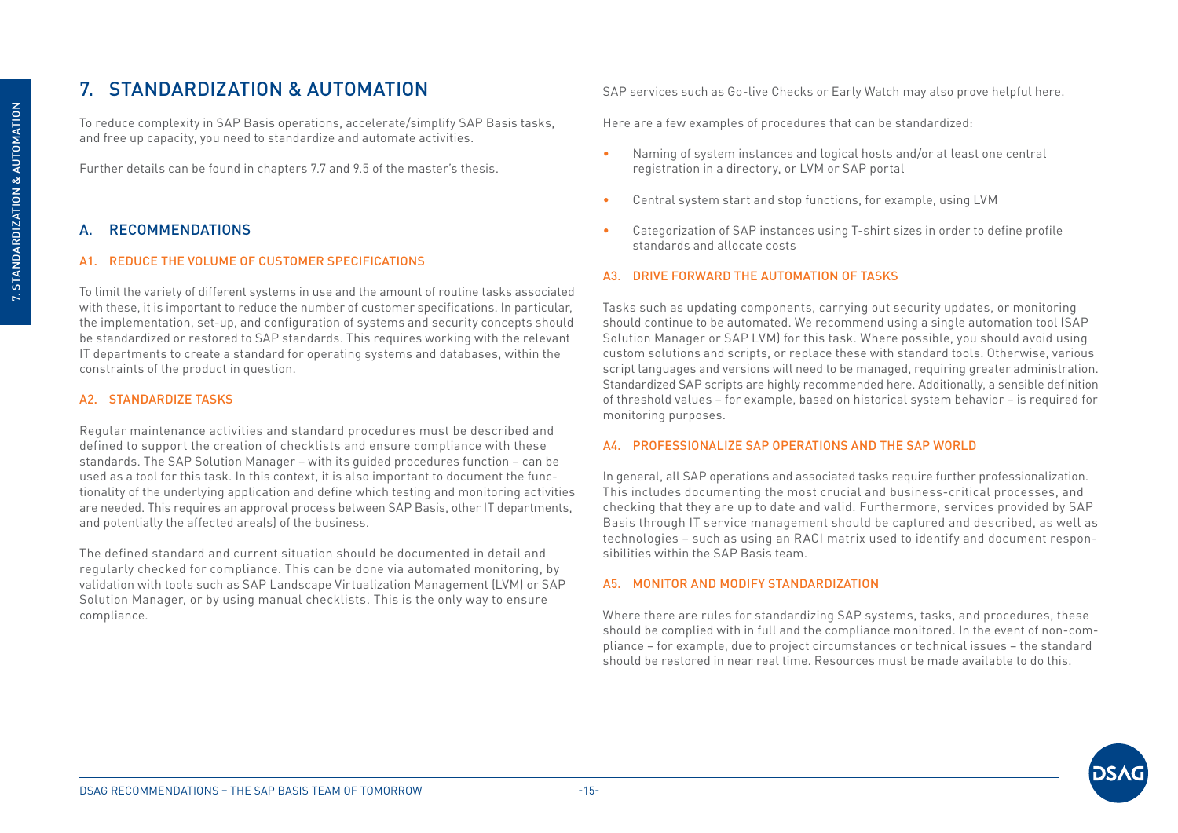# 7. STANDARDIZATION & AUTOMATION

To reduce complexity in SAP Basis operations, accelerate/simplify SAP Basis tasks, and free up capacity, you need to standardize and automate activities.

Further details can be found in chapters 7.7 and 9.5 of the master's thesis.

## A. RECOMMENDATIONS

### A1. REDUCE THE VOLUME OF CUSTOMER SPECIFICATIONS

To limit the variety of different systems in use and the amount of routine tasks associated with these, it is important to reduce the number of customer specifications. In particular, the implementation, set-up, and configuration of systems and security concepts should be standardized or restored to SAP standards. This requires working with the relevant IT departments to create a standard for operating systems and databases, within the constraints of the product in question.

### A2. STANDARDIZE TASKS

Regular maintenance activities and standard procedures must be described and defined to support the creation of checklists and ensure compliance with these standards. The SAP Solution Manager – with its guided procedures function – can be used as a tool for this task. In this context, it is also important to document the functionality of the underlying application and define which testing and monitoring activities are needed. This requires an approval process between SAP Basis, other IT departments, and potentially the affected area(s) of the business.

The defined standard and current situation should be documented in detail and regularly checked for compliance. This can be done via automated monitoring, by validation with tools such as SAP Landscape Virtualization Management (LVM) or SAP Solution Manager, or by using manual checklists. This is the only way to ensure compliance.

SAP services such as Go-live Checks or Early Watch may also prove helpful here.

Here are a few examples of procedures that can be standardized:

- Naming of system instances and logical hosts and/or at least one central registration in a directory, or LVM or SAP portal
- Central system start and stop functions, for example, using LVM
- Categorization of SAP instances using T-shirt sizes in order to define profile standards and allocate costs

### A3. DRIVE FORWARD THE AUTOMATION OF TASKS

Tasks such as updating components, carrying out security updates, or monitoring should continue to be automated. We recommend using a single automation tool (SAP Solution Manager or SAP LVM) for this task. Where possible, you should avoid using custom solutions and scripts, or replace these with standard tools. Otherwise, various script languages and versions will need to be managed, requiring greater administration. Standardized SAP scripts are highly recommended here. Additionally, a sensible definition of threshold values – for example, based on historical system behavior – is required for monitoring purposes.

### A4. PROFESSIONALIZE SAP OPERATIONS AND THE SAP WORLD

In general, all SAP operations and associated tasks require further professionalization. This includes documenting the most crucial and business-critical processes, and checking that they are up to date and valid. Furthermore, services provided by SAP Basis through IT service management should be captured and described, as well as technologies – such as using an RACI matrix used to identify and document responsibilities within the SAP Basis team.

### A5. MONITOR AND MODIFY STANDARDIZATION

Where there are rules for standardizing SAP systems, tasks, and procedures, these should be complied with in full and the compliance monitored. In the event of non-compliance – for example, due to project circumstances or technical issues – the standard should be restored in near real time. Resources must be made available to do this.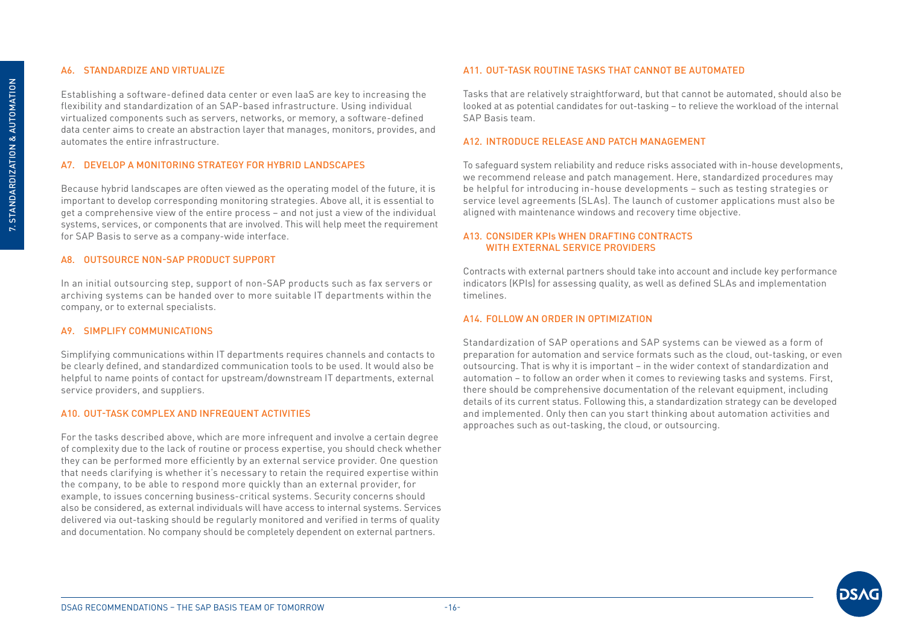### A6. STANDARDIZE AND VIRTUALIZE

Establishing a software-defined data center or even IaaS are key to increasing the flexibility and standardization of an SAP-based infrastructure. Using individual virtualized components such as servers, networks, or memory, a software-defined data center aims to create an abstraction layer that manages, monitors, provides, and automates the entire infrastructure.

### A7. DEVELOP A MONITORING STRATEGY FOR HYBRID LANDSCAPES

Because hybrid landscapes are often viewed as the operating model of the future, it is important to develop corresponding monitoring strategies. Above all, it is essential to get a comprehensive view of the entire process – and not just a view of the individual systems, services, or components that are involved. This will help meet the requirement for SAP Basis to serve as a company-wide interface.

### A8. OUTSOURCE NON-SAP PRODUCT SUPPORT

In an initial outsourcing step, support of non-SAP products such as fax servers or archiving systems can be handed over to more suitable IT departments within the company, or to external specialists.

### A9. SIMPLIFY COMMUNICATIONS

Simplifying communications within IT departments requires channels and contacts to be clearly defined, and standardized communication tools to be used. It would also be helpful to name points of contact for upstream/downstream IT departments, external service providers, and suppliers.

### A10. OUT-TASK COMPLEX AND INFREQUENT ACTIVITIES

For the tasks described above, which are more infrequent and involve a certain degree of complexity due to the lack of routine or process expertise, you should check whether they can be performed more efficiently by an external service provider. One question that needs clarifying is whether it's necessary to retain the required expertise within the company, to be able to respond more quickly than an external provider, for example, to issues concerning business-critical systems. Security concerns should also be considered, as external individuals will have access to internal systems. Services delivered via out-tasking should be regularly monitored and verified in terms of quality and documentation. No company should be completely dependent on external partners.

### A11. OUT-TASK ROUTINE TASKS THAT CANNOT BE AUTOMATED

Tasks that are relatively straightforward, but that cannot be automated, should also be looked at as potential candidates for out-tasking – to relieve the workload of the internal SAP Basis team.

### A12. INTRODUCE RELEASE AND PATCH MANAGEMENT

To safeguard system reliability and reduce risks associated with in-house developments, we recommend release and patch management. Here, standardized procedures may be helpful for introducing in-house developments – such as testing strategies or service level agreements (SLAs). The launch of customer applications must also be aligned with maintenance windows and recovery time objective.

### A13. CONSIDER KPIs WHEN DRAFTING CONTRACTS WITH EXTERNAL SERVICE PROVIDERS

Contracts with external partners should take into account and include key performance indicators (KPIs) for assessing quality, as well as defined SLAs and implementation timelines.

### A14. FOLLOW AN ORDER IN OPTIMIZATION

Standardization of SAP operations and SAP systems can be viewed as a form of preparation for automation and service formats such as the cloud, out-tasking, or even outsourcing. That is why it is important – in the wider context of standardization and automation – to follow an order when it comes to reviewing tasks and systems. First, there should be comprehensive documentation of the relevant equipment, including details of its current status. Following this, a standardization strategy can be developed and implemented. Only then can you start thinking about automation activities and approaches such as out-tasking, the cloud, or outsourcing.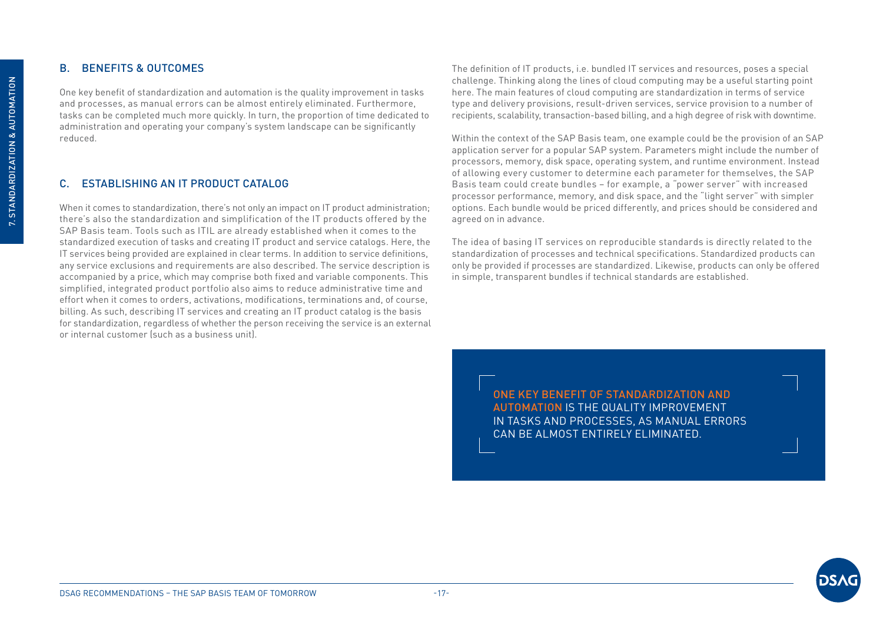## B. BENEFITS & OUTCOMES

One key benefit of standardization and automation is the quality improvement in tasks and processes, as manual errors can be almost entirely eliminated. Furthermore, tasks can be completed much more quickly. In turn, the proportion of time dedicated to administration and operating your company's system landscape can be significantly reduced.

## C. ESTABLISHING AN IT PRODUCT CATALOG

When it comes to standardization, there's not only an impact on IT product administration; there's also the standardization and simplification of the IT products offered by the SAP Basis team. Tools such as ITIL are already established when it comes to the standardized execution of tasks and creating IT product and service catalogs. Here, the IT services being provided are explained in clear terms. In addition to service definitions, any service exclusions and requirements are also described. The service description is accompanied by a price, which may comprise both fixed and variable components. This simplified, integrated product portfolio also aims to reduce administrative time and effort when it comes to orders, activations, modifications, terminations and, of course, billing. As such, describing IT services and creating an IT product catalog is the basis for standardization, regardless of whether the person receiving the service is an external or internal customer (such as a business unit).

The definition of IT products, i.e. bundled IT services and resources, poses a special challenge. Thinking along the lines of cloud computing may be a useful starting point here. The main features of cloud computing are standardization in terms of service type and delivery provisions, result-driven services, service provision to a number of recipients, scalability, transaction-based billing, and a high degree of risk with downtime.

Within the context of the SAP Basis team, one example could be the provision of an SAP application server for a popular SAP system. Parameters might include the number of processors, memory, disk space, operating system, and runtime environment. Instead of allowing every customer to determine each parameter for themselves, the SAP Basis team could create bundles – for example, a "power server" with increased processor performance, memory, and disk space, and the "light server" with simpler options. Each bundle would be priced differently, and prices should be considered and agreed on in advance.

The idea of basing IT services on reproducible standards is directly related to the standardization of processes and technical specifications. Standardized products can only be provided if processes are standardized. Likewise, products can only be offered in simple, transparent bundles if technical standards are established.

> ONE KEY BENEFIT OF STANDARDIZATION AND AUTOMATION IS THE QUALITY IMPROVEMENT IN TASKS AND PROCESSES, AS MANUAL ERRORS CAN BE ALMOST ENTIRELY ELIMINATED.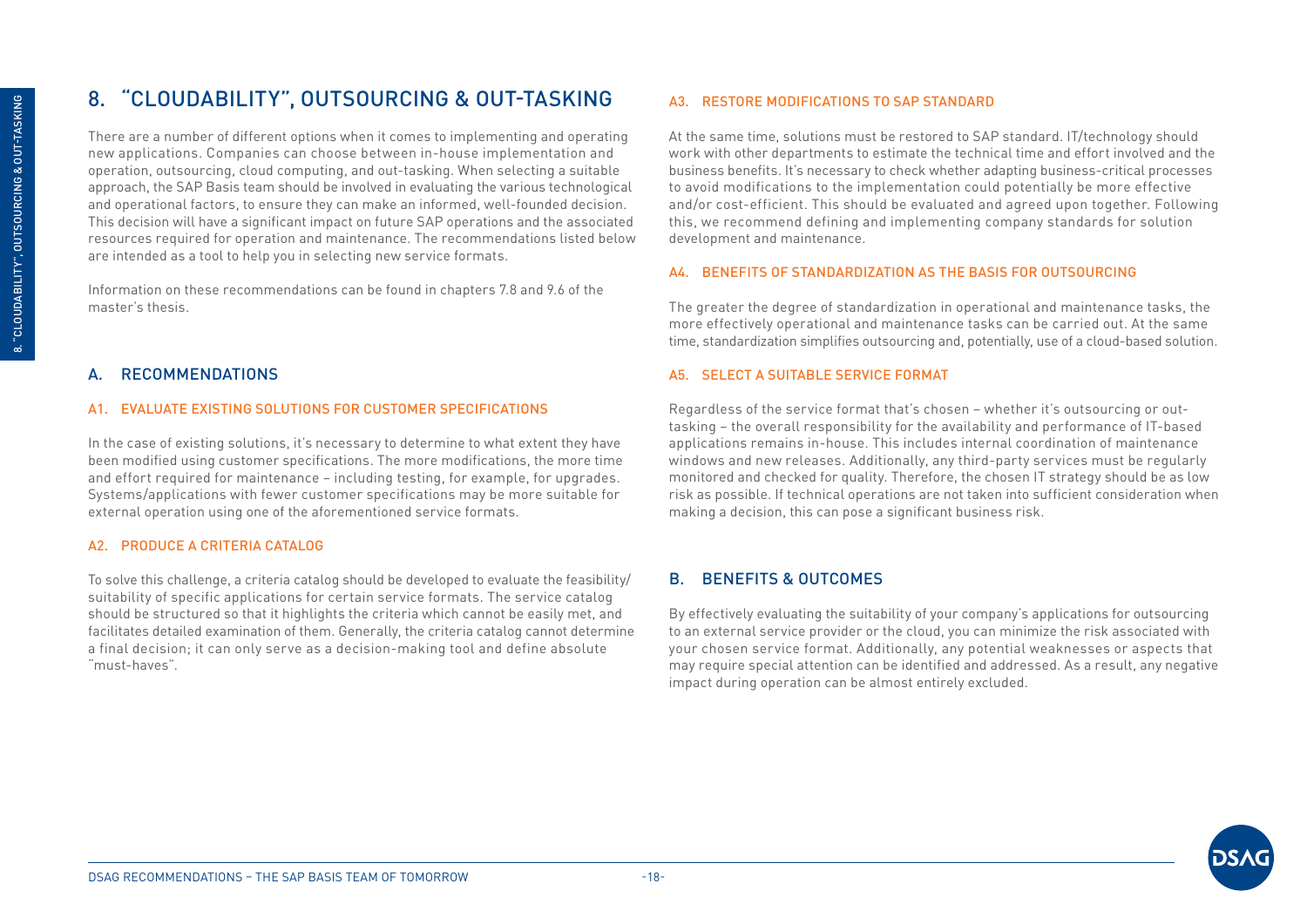# 8. "CLOUDABILITY", OUTSOURCING & OUT-TASKING

There are a number of different options when it comes to implementing and operating new applications. Companies can choose between in-house implementation and operation, outsourcing, cloud computing, and out-tasking. When selecting a suitable approach, the SAP Basis team should be involved in evaluating the various technological and operational factors, to ensure they can make an informed, well-founded decision. This decision will have a significant impact on future SAP operations and the associated resources required for operation and maintenance. The recommendations listed below are intended as a tool to help you in selecting new service formats.

Information on these recommendations can be found in chapters 7.8 and 9.6 of the master's thesis.

## A. RECOMMENDATIONS

### A1. EVALUATE EXISTING SOLUTIONS FOR CUSTOMER SPECIFICATIONS

In the case of existing solutions, it's necessary to determine to what extent they have been modified using customer specifications. The more modifications, the more time and effort required for maintenance – including testing, for example, for upgrades. Systems/applications with fewer customer specifications may be more suitable for external operation using one of the aforementioned service formats.

### A2. PRODUCE A CRITERIA CATALOG

To solve this challenge, a criteria catalog should be developed to evaluate the feasibility/suitability of specific applications for certain service formats. The service catalog should be structured so that it highlights the criteria which cannot be easily met, and facilitates detailed examination of them. Generally, the criteria catalog cannot determine a final decision; it can only serve as a decision-making tool and define absolute "must-haves".

### A3. RESTORE MODIFICATIONS TO SAP STANDARD

At the same time, solutions must be restored to SAP standard. IT/technology should work with other departments to estimate the technical time and effort involved and the business benefits. It's necessary to check whether adapting business-critical processes to avoid modifications to the implementation could potentially be more effective and/or cost-efficient. This should be evaluated and agreed upon together. Following this, we recommend defining and implementing company standards for solution development and maintenance.

### A4. BENEFITS OF STANDARDIZATION AS THE BASIS FOR OUTSOURCING

The greater the degree of standardization in operational and maintenance tasks, the more effectively operational and maintenance tasks can be carried out. At the same time, standardization simplifies outsourcing and, potentially, use of a cloud-based solution.

### A5. SELECT A SUITABLE SERVICE FORMAT

Regardless of the service format that's chosen – whether it's outsourcing or out-tasking – the overall responsibility for the availability and performance of IT-based applications remains in-house. This includes internal coordination of maintenance windows and new releases. Additionally, any third-party services must be regularly monitored and checked for quality. Therefore, the chosen IT strategy should be as low risk as possible. If technical operations are not taken into sufficient consideration when making a decision, this can pose a significant business risk.

## B. BENEFITS & OUTCOMES

By effectively evaluating the suitability of your company's applications for outsourcing to an external service provider or the cloud, you can minimize the risk associated with your chosen service format. Additionally, any potential weaknesses or aspects that may require special attention can be identified and addressed. As a result, any negative impact during operation can be almost entirely excluded.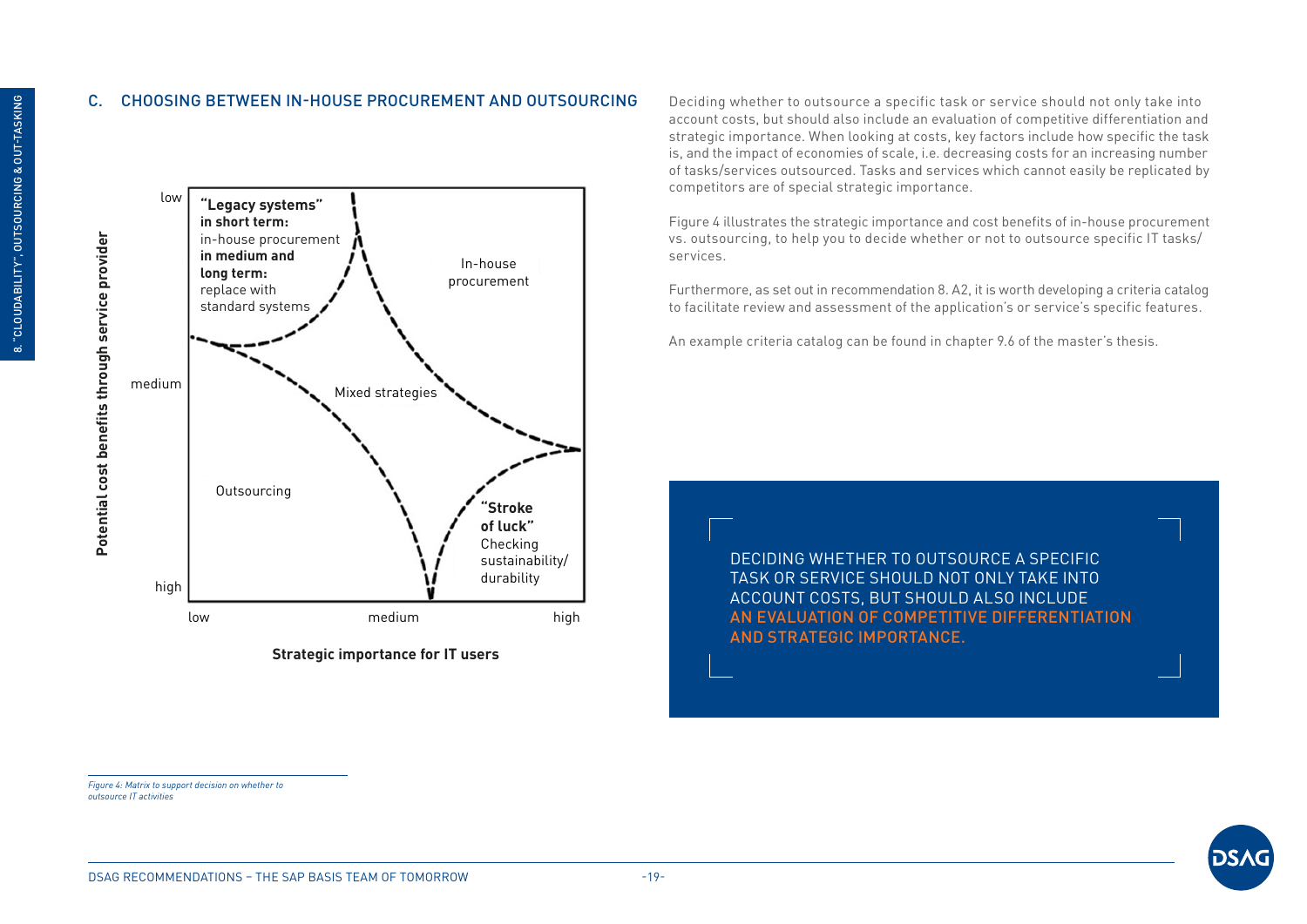## C. CHOOSING BETWEEN IN-HOUSE PROCUREMENT AND OUTSOURCING

Potential cost benefits through service provider (low / medium / high)

**"Legacy systems" in short term:** in-house procurement **in medium and long term:** replace with standard systems

In-house procurement

Mixed strategies

Outsourcing

**"Stroke of luck"** Checking sustainability/ durability

Strategic importance for IT users (low / medium / high)

*Figure 4: Matrix to support decision on whether to outsource IT activities*

Deciding whether to outsource a specific task or service should not only take into account costs, but should also include an evaluation of competitive differentiation and strategic importance. When looking at costs, key factors include how specific the task is, and the impact of economies of scale, i.e. decreasing costs for an increasing number of tasks/services outsourced. Tasks and services which cannot easily be replicated by competitors are of special strategic importance.

Figure 4 illustrates the strategic importance and cost benefits of in-house procurement vs. outsourcing, to help you to decide whether or not to outsource specific IT tasks/ services.

Furthermore, as set out in recommendation 8. A2, it is worth developing a criteria catalog to facilitate review and assessment of the application's or service's specific features.

An example criteria catalog can be found in chapter 9.6 of the master's thesis.

DECIDING WHETHER TO OUTSOURCE A SPECIFIC TASK OR SERVICE SHOULD NOT ONLY TAKE INTO ACCOUNT COSTS, BUT SHOULD ALSO INCLUDE AN EVALUATION OF COMPETITIVE DIFFERENTIATION AND STRATEGIC IMPORTANCE.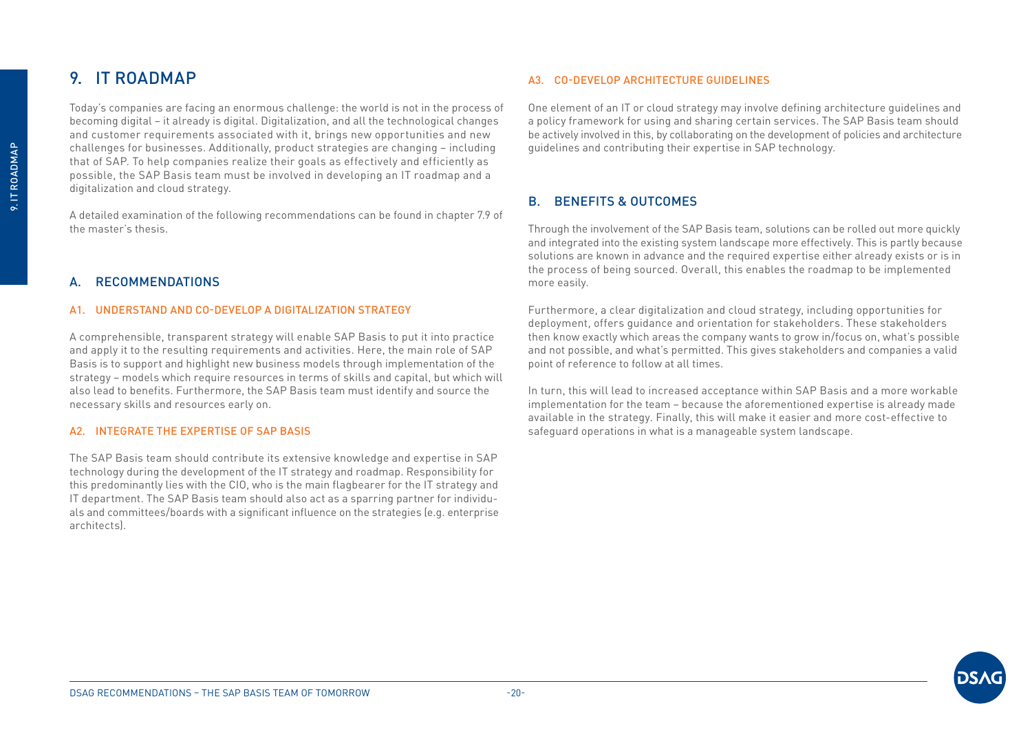# 9. IT ROADMAP

Today's companies are facing an enormous challenge: the world is not in the process of becoming digital – it already is digital. Digitalization, and all the technological changes and customer requirements associated with it, brings new opportunities and new challenges for businesses. Additionally, product strategies are changing – including that of SAP. To help companies realize their goals as effectively and efficiently as possible, the SAP Basis team must be involved in developing an IT roadmap and a digitalization and cloud strategy.

A detailed examination of the following recommendations can be found in chapter 7.9 of the master's thesis.

## A. RECOMMENDATIONS

### A1. UNDERSTAND AND CO-DEVELOP A DIGITALIZATION STRATEGY

A comprehensible, transparent strategy will enable SAP Basis to put it into practice and apply it to the resulting requirements and activities. Here, the main role of SAP Basis is to support and highlight new business models through implementation of the strategy – models which require resources in terms of skills and capital, but which will also lead to benefits. Furthermore, the SAP Basis team must identify and source the necessary skills and resources early on.

### A2. INTEGRATE THE EXPERTISE OF SAP BASIS

The SAP Basis team should contribute its extensive knowledge and expertise in SAP technology during the development of the IT strategy and roadmap. Responsibility for this predominantly lies with the CIO, who is the main flagbearer for the IT strategy and IT department. The SAP Basis team should also act as a sparring partner for individuals and committees/boards with a significant influence on the strategies (e.g. enterprise architects).

### A3. CO-DEVELOP ARCHITECTURE GUIDELINES

One element of an IT or cloud strategy may involve defining architecture guidelines and a policy framework for using and sharing certain services. The SAP Basis team should be actively involved in this, by collaborating on the development of policies and architecture guidelines and contributing their expertise in SAP technology.

## B. BENEFITS & OUTCOMES

Through the involvement of the SAP Basis team, solutions can be rolled out more quickly and integrated into the existing system landscape more effectively. This is partly because solutions are known in advance and the required expertise either already exists or is in the process of being sourced. Overall, this enables the roadmap to be implemented more easily.

Furthermore, a clear digitalization and cloud strategy, including opportunities for deployment, offers guidance and orientation for stakeholders. These stakeholders then know exactly which areas the company wants to grow in/focus on, what's possible and not possible, and what's permitted. This gives stakeholders and companies a valid point of reference to follow at all times.

In turn, this will lead to increased acceptance within SAP Basis and a more workable implementation for the team – because the aforementioned expertise is already made available in the strategy. Finally, this will make it easier and more cost-effective to safeguard operations in what is a manageable system landscape.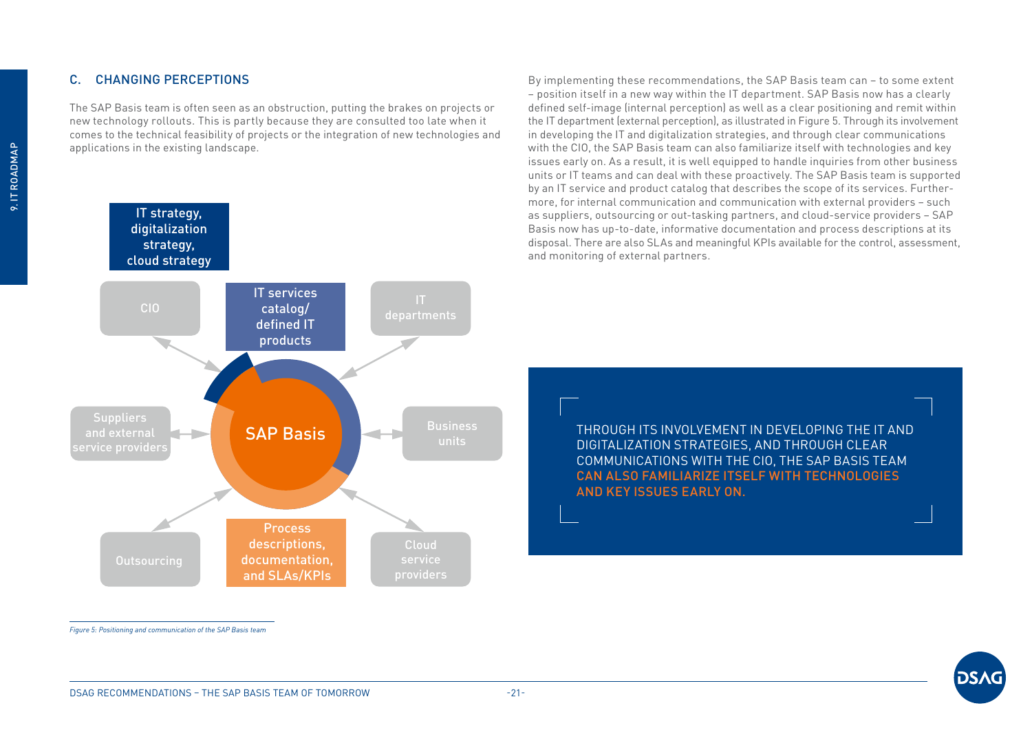## C. CHANGING PERCEPTIONS

The SAP Basis team is often seen as an obstruction, putting the brakes on projects or new technology rollouts. This is partly because they are consulted too late when it comes to the technical feasibility of projects or the integration of new technologies and applications in the existing landscape.

IT strategy, digitalization strategy, cloud strategy

CIO

IT services catalog/ defined IT products

IT departments

Suppliers and external service providers

SAP Basis

Business units

Outsourcing

Process descriptions, documentation, and SLAs/KPIs

Cloud service providers

*Figure 5: Positioning and communication of the SAP Basis team*

By implementing these recommendations, the SAP Basis team can – to some extent – position itself in a new way within the IT department. SAP Basis now has a clearly defined self-image (internal perception) as well as a clear positioning and remit within the IT department (external perception), as illustrated in Figure 5. Through its involvement in developing the IT and digitalization strategies, and through clear communications with the CIO, the SAP Basis team can also familiarize itself with technologies and key issues early on. As a result, it is well equipped to handle inquiries from other business units or IT teams and can deal with these proactively. The SAP Basis team is supported by an IT service and product catalog that describes the scope of its services. Furthermore, for internal communication and communication with external providers – such as suppliers, outsourcing or out-tasking partners, and cloud-service providers – SAP Basis now has up-to-date, informative documentation and process descriptions at its disposal. There are also SLAs and meaningful KPIs available for the control, assessment, and monitoring of external partners.

> THROUGH ITS INVOLVEMENT IN DEVELOPING THE IT AND DIGITALIZATION STRATEGIES, AND THROUGH CLEAR COMMUNICATIONS WITH THE CIO, THE SAP BASIS TEAM CAN ALSO FAMILIARIZE ITSELF WITH TECHNOLOGIES AND KEY ISSUES EARLY ON.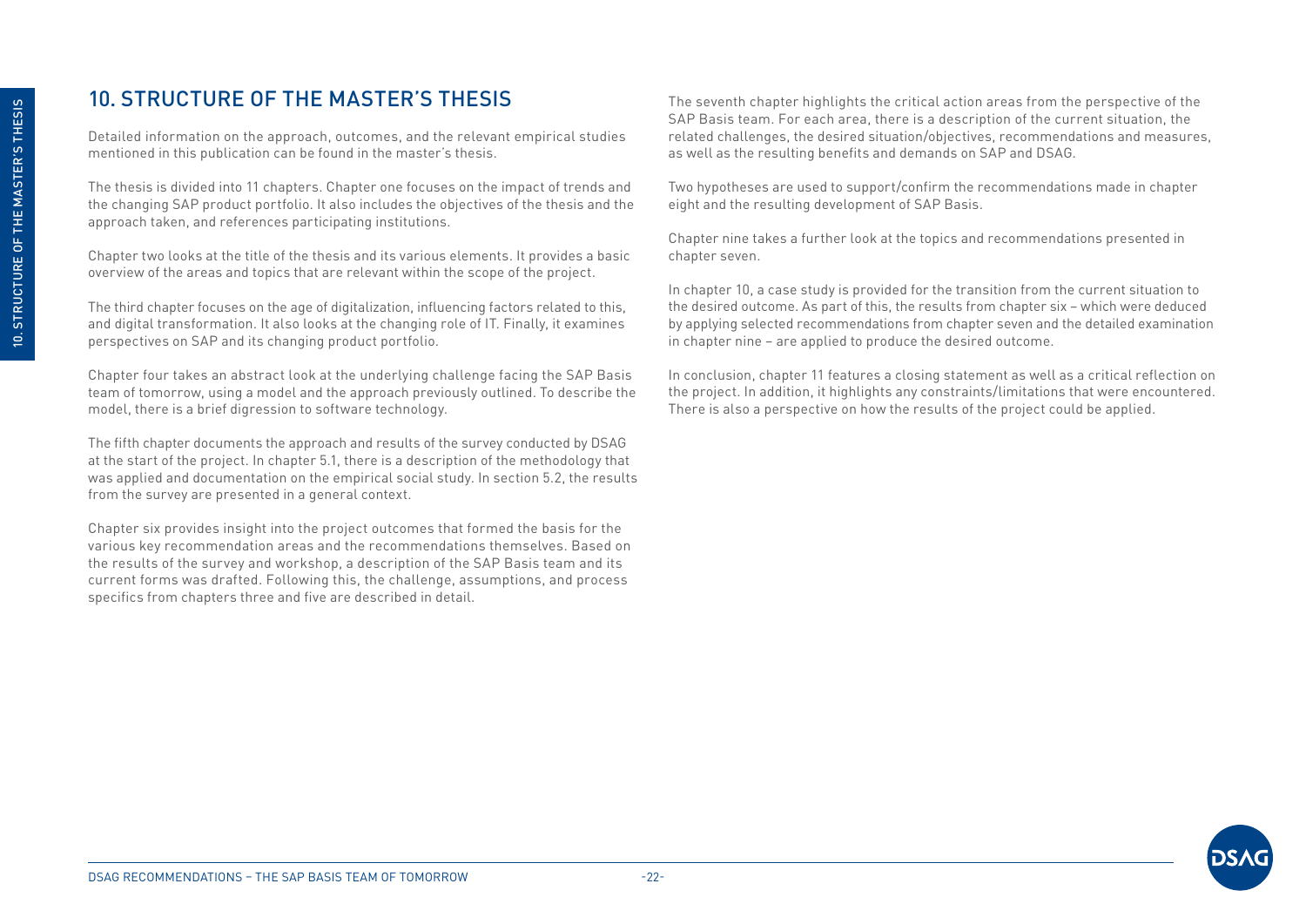## 10. STRUCTURE OF THE MASTER'S THESIS

Detailed information on the approach, outcomes, and the relevant empirical studies mentioned in this publication can be found in the master's thesis.

The thesis is divided into 11 chapters. Chapter one focuses on the impact of trends and the changing SAP product portfolio. It also includes the objectives of the thesis and the approach taken, and references participating institutions.

Chapter two looks at the title of the thesis and its various elements. It provides a basic overview of the areas and topics that are relevant within the scope of the project.

The third chapter focuses on the age of digitalization, influencing factors related to this, and digital transformation. It also looks at the changing role of IT. Finally, it examines perspectives on SAP and its changing product portfolio.

Chapter four takes an abstract look at the underlying challenge facing the SAP Basis team of tomorrow, using a model and the approach previously outlined. To describe the model, there is a brief digression to software technology.

The fifth chapter documents the approach and results of the survey conducted by DSAG at the start of the project. In chapter 5.1, there is a description of the methodology that was applied and documentation on the empirical social study. In section 5.2, the results from the survey are presented in a general context.

Chapter six provides insight into the project outcomes that formed the basis for the various key recommendation areas and the recommendations themselves. Based on the results of the survey and workshop, a description of the SAP Basis team and its current forms was drafted. Following this, the challenge, assumptions, and process specifics from chapters three and five are described in detail.

The seventh chapter highlights the critical action areas from the perspective of the SAP Basis team. For each area, there is a description of the current situation, the related challenges, the desired situation/objectives, recommendations and measures, as well as the resulting benefits and demands on SAP and DSAG.

Two hypotheses are used to support/confirm the recommendations made in chapter eight and the resulting development of SAP Basis.

Chapter nine takes a further look at the topics and recommendations presented in chapter seven.

In chapter 10, a case study is provided for the transition from the current situation to the desired outcome. As part of this, the results from chapter six – which were deduced by applying selected recommendations from chapter seven and the detailed examination in chapter nine – are applied to produce the desired outcome.

In conclusion, chapter 11 features a closing statement as well as a critical reflection on the project. In addition, it highlights any constraints/limitations that were encountered. There is also a perspective on how the results of the project could be applied.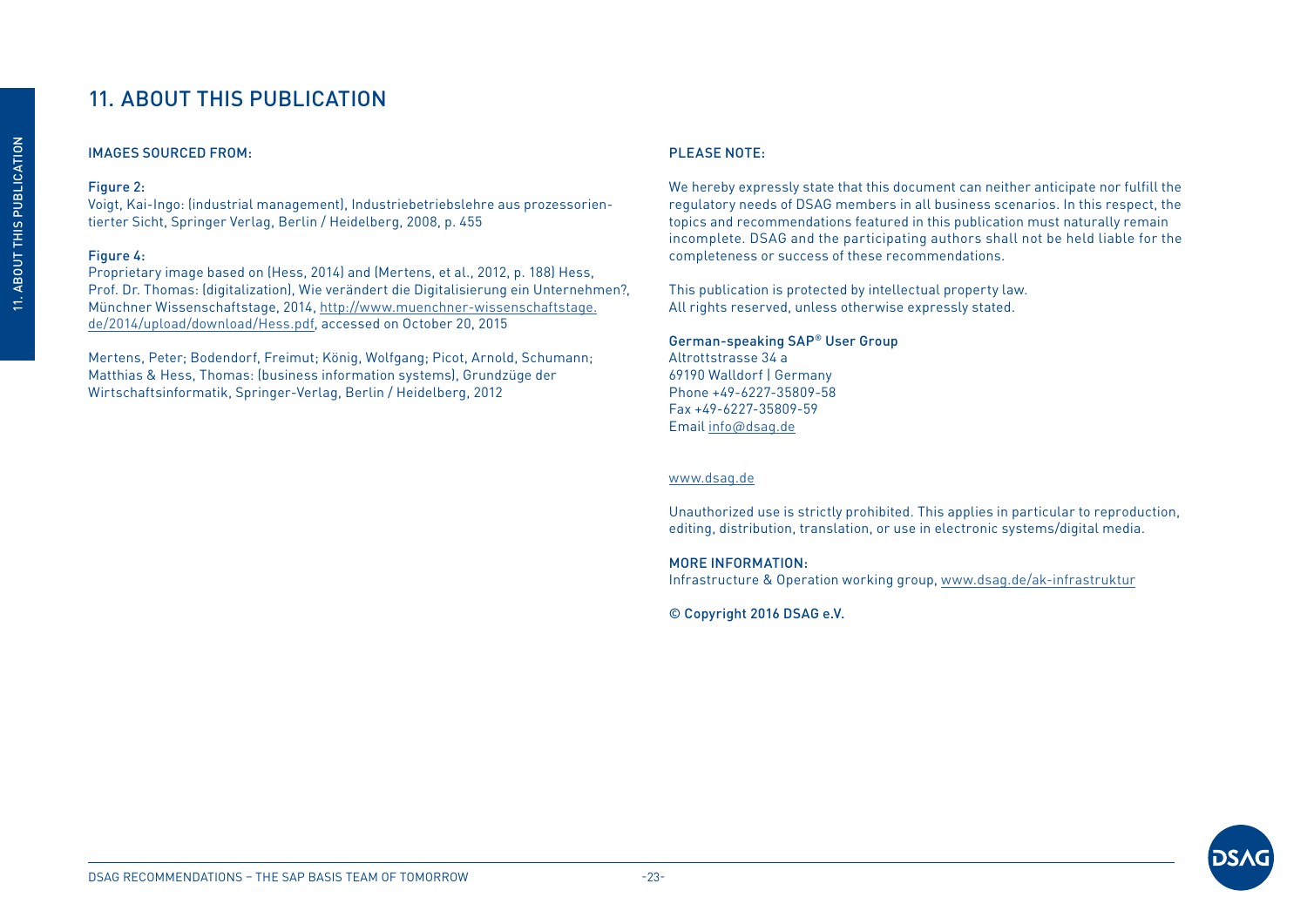# 11. ABOUT THIS PUBLICATION

## IMAGES SOURCED FROM:

**Figure 2:**
Voigt, Kai-Ingo: (industrial management), Industriebetriebslehre aus prozessorientierter Sicht, Springer Verlag, Berlin / Heidelberg, 2008, p. 455

**Figure 4:**
Proprietary image based on (Hess, 2014) and (Mertens, et al., 2012, p. 188) Hess, Prof. Dr. Thomas: (digitalization), Wie verändert die Digitalisierung ein Unternehmen?, Münchner Wissenschaftstage, 2014, http://www.muenchner-wissenschaftstage.de/2014/upload/download/Hess.pdf, accessed on October 20, 2015

Mertens, Peter; Bodendorf, Freimut; König, Wolfgang; Picot, Arnold, Schumann; Matthias & Hess, Thomas: (business information systems), Grundzüge der Wirtschaftsinformatik, Springer-Verlag, Berlin / Heidelberg, 2012

## PLEASE NOTE:

We hereby expressly state that this document can neither anticipate nor fulfill the regulatory needs of DSAG members in all business scenarios. In this respect, the topics and recommendations featured in this publication must naturally remain incomplete. DSAG and the participating authors shall not be held liable for the completeness or success of these recommendations.

This publication is protected by intellectual property law.
All rights reserved, unless otherwise expressly stated.

**German-speaking SAP® User Group**
Altrottstrasse 34 a
69190 Walldorf | Germany
Phone +49-6227-35809-58
Fax +49-6227-35809-59
Email info@dsag.de

www.dsag.de

Unauthorized use is strictly prohibited. This applies in particular to reproduction, editing, distribution, translation, or use in electronic systems/digital media.

**MORE INFORMATION:**
Infrastructure & Operation working group, www.dsag.de/ak-infrastruktur

© Copyright 2016 DSAG e.V.